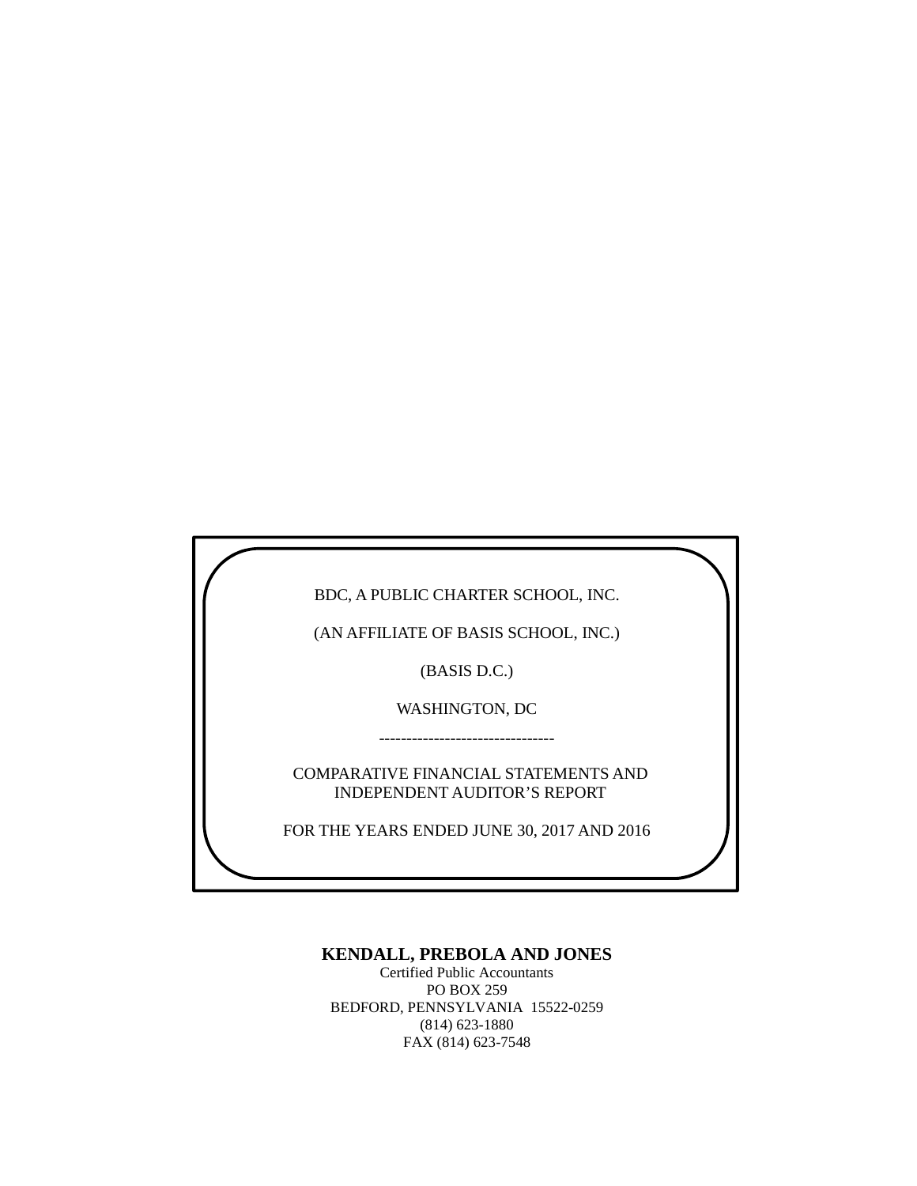BDC, A PUBLIC CHARTER SCHOOL, INC.

(AN AFFILIATE OF BASIS SCHOOL, INC.)

(BASIS D.C.)

WASHINGTON, DC

--------------------------------

COMPARATIVE FINANCIAL STATEMENTS AND
INDEPENDENT AUDITOR'S REPORT

FOR THE YEARS ENDED JUNE 30, 2017 AND 2016

**KENDALL, PREBOLA AND JONES**
Certified Public Accountants
PO BOX 259
BEDFORD, PENNSYLVANIA 15522-0259
(814) 623-1880
FAX (814) 623-7548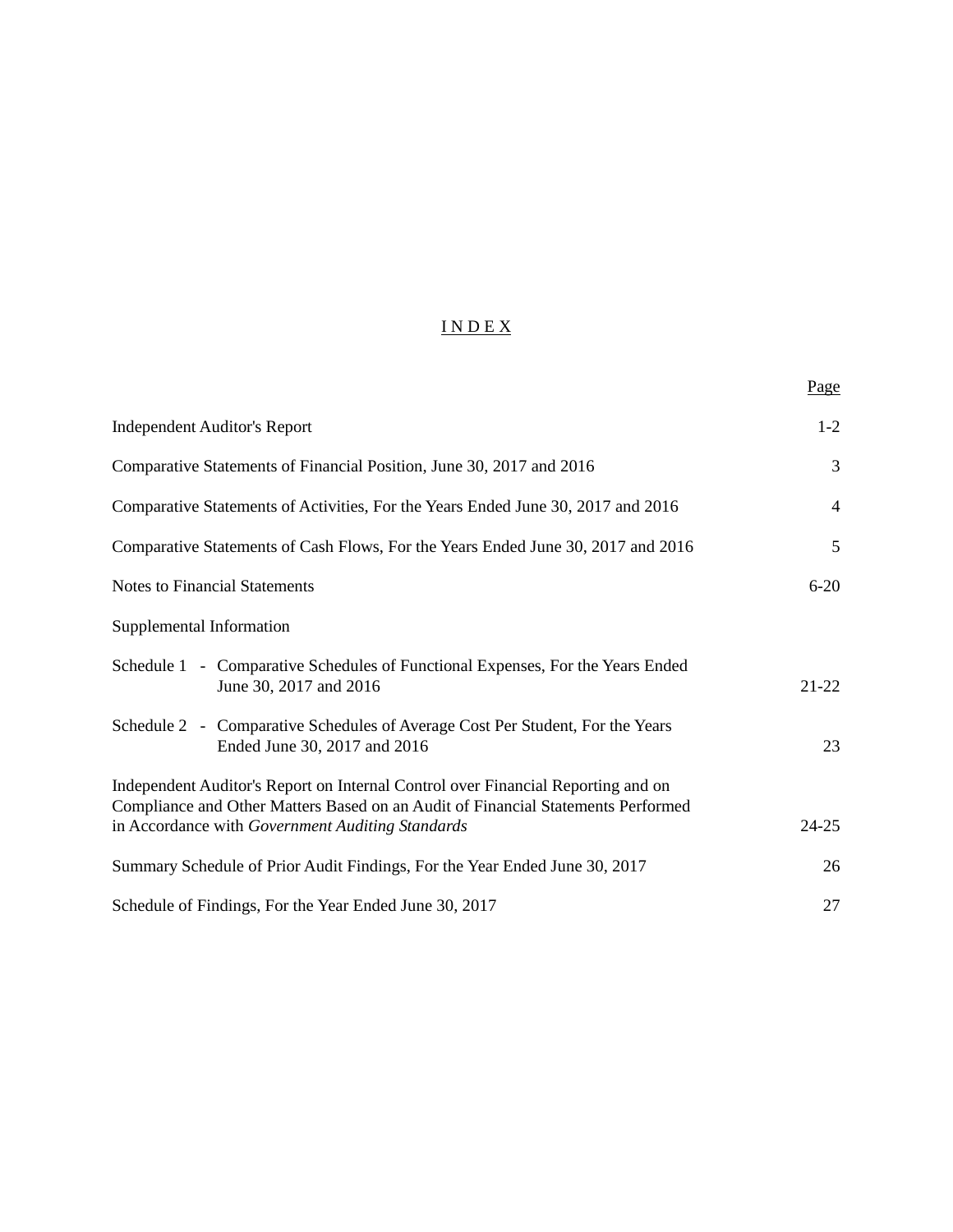# INDEX

| | Page |
|---|---|
| Independent Auditor's Report | 1-2 |
| Comparative Statements of Financial Position, June 30, 2017 and 2016 | 3 |
| Comparative Statements of Activities, For the Years Ended June 30, 2017 and 2016 | 4 |
| Comparative Statements of Cash Flows, For the Years Ended June 30, 2017 and 2016 | 5 |
| Notes to Financial Statements | 6-20 |
| Supplemental Information | |
| Schedule 1 - Comparative Schedules of Functional Expenses, For the Years Ended June 30, 2017 and 2016 | 21-22 |
| Schedule 2 - Comparative Schedules of Average Cost Per Student, For the Years Ended June 30, 2017 and 2016 | 23 |
| Independent Auditor's Report on Internal Control over Financial Reporting and on Compliance and Other Matters Based on an Audit of Financial Statements Performed in Accordance with *Government Auditing Standards* | 24-25 |
| Summary Schedule of Prior Audit Findings, For the Year Ended June 30, 2017 | 26 |
| Schedule of Findings, For the Year Ended June 30, 2017 | 27 |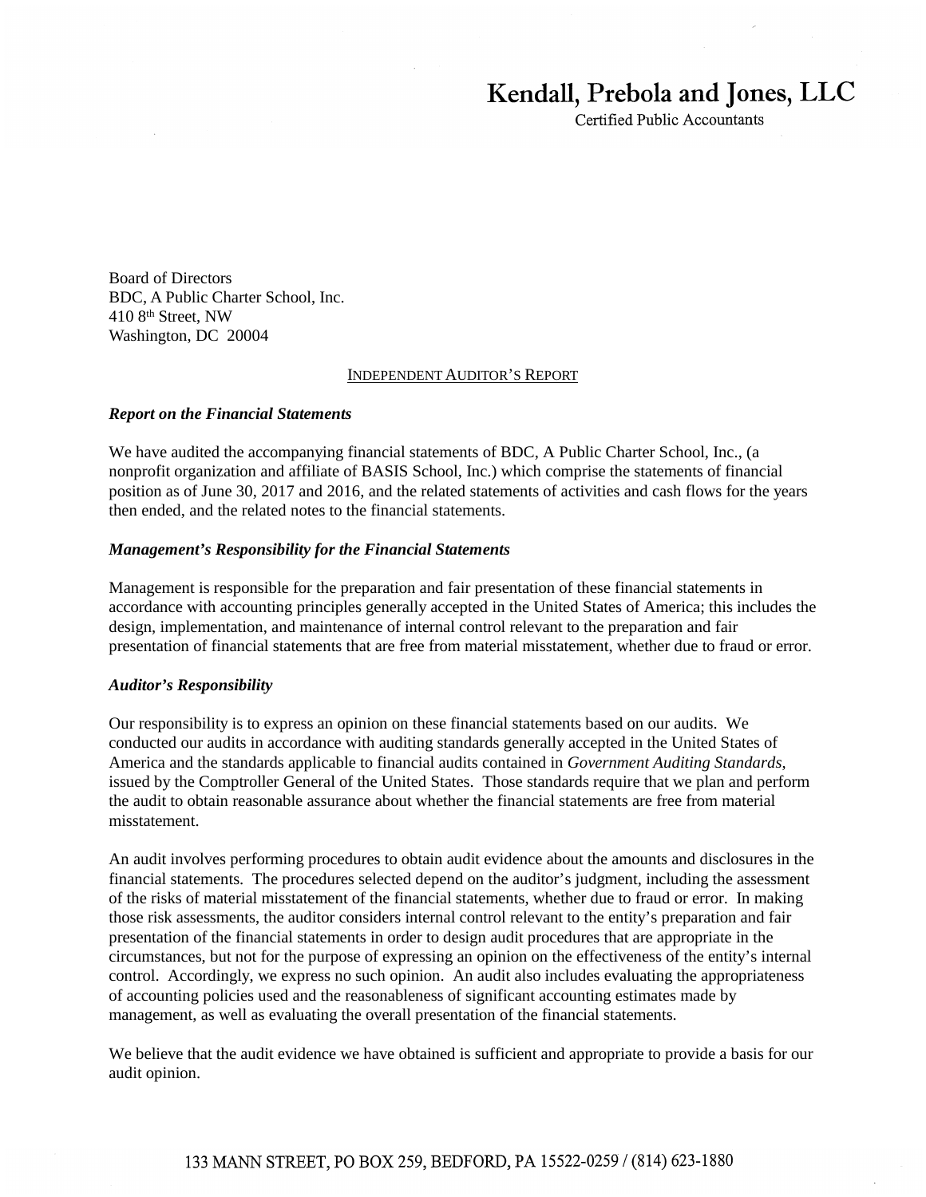# Kendall, Prebola and Jones, LLC

Certified Public Accountants

Board of Directors
BDC, A Public Charter School, Inc.
410 8th Street, NW
Washington, DC 20004

INDEPENDENT AUDITOR'S REPORT

***Report on the Financial Statements***

We have audited the accompanying financial statements of BDC, A Public Charter School, Inc., (a nonprofit organization and affiliate of BASIS School, Inc.) which comprise the statements of financial position as of June 30, 2017 and 2016, and the related statements of activities and cash flows for the years then ended, and the related notes to the financial statements.

***Management's Responsibility for the Financial Statements***

Management is responsible for the preparation and fair presentation of these financial statements in accordance with accounting principles generally accepted in the United States of America; this includes the design, implementation, and maintenance of internal control relevant to the preparation and fair presentation of financial statements that are free from material misstatement, whether due to fraud or error.

***Auditor's Responsibility***

Our responsibility is to express an opinion on these financial statements based on our audits. We conducted our audits in accordance with auditing standards generally accepted in the United States of America and the standards applicable to financial audits contained in *Government Auditing Standards*, issued by the Comptroller General of the United States. Those standards require that we plan and perform the audit to obtain reasonable assurance about whether the financial statements are free from material misstatement.

An audit involves performing procedures to obtain audit evidence about the amounts and disclosures in the financial statements. The procedures selected depend on the auditor's judgment, including the assessment of the risks of material misstatement of the financial statements, whether due to fraud or error. In making those risk assessments, the auditor considers internal control relevant to the entity's preparation and fair presentation of the financial statements in order to design audit procedures that are appropriate in the circumstances, but not for the purpose of expressing an opinion on the effectiveness of the entity's internal control. Accordingly, we express no such opinion. An audit also includes evaluating the appropriateness of accounting policies used and the reasonableness of significant accounting estimates made by management, as well as evaluating the overall presentation of the financial statements.

We believe that the audit evidence we have obtained is sufficient and appropriate to provide a basis for our audit opinion.

133 MANN STREET, PO BOX 259, BEDFORD, PA 15522-0259 / (814) 623-1880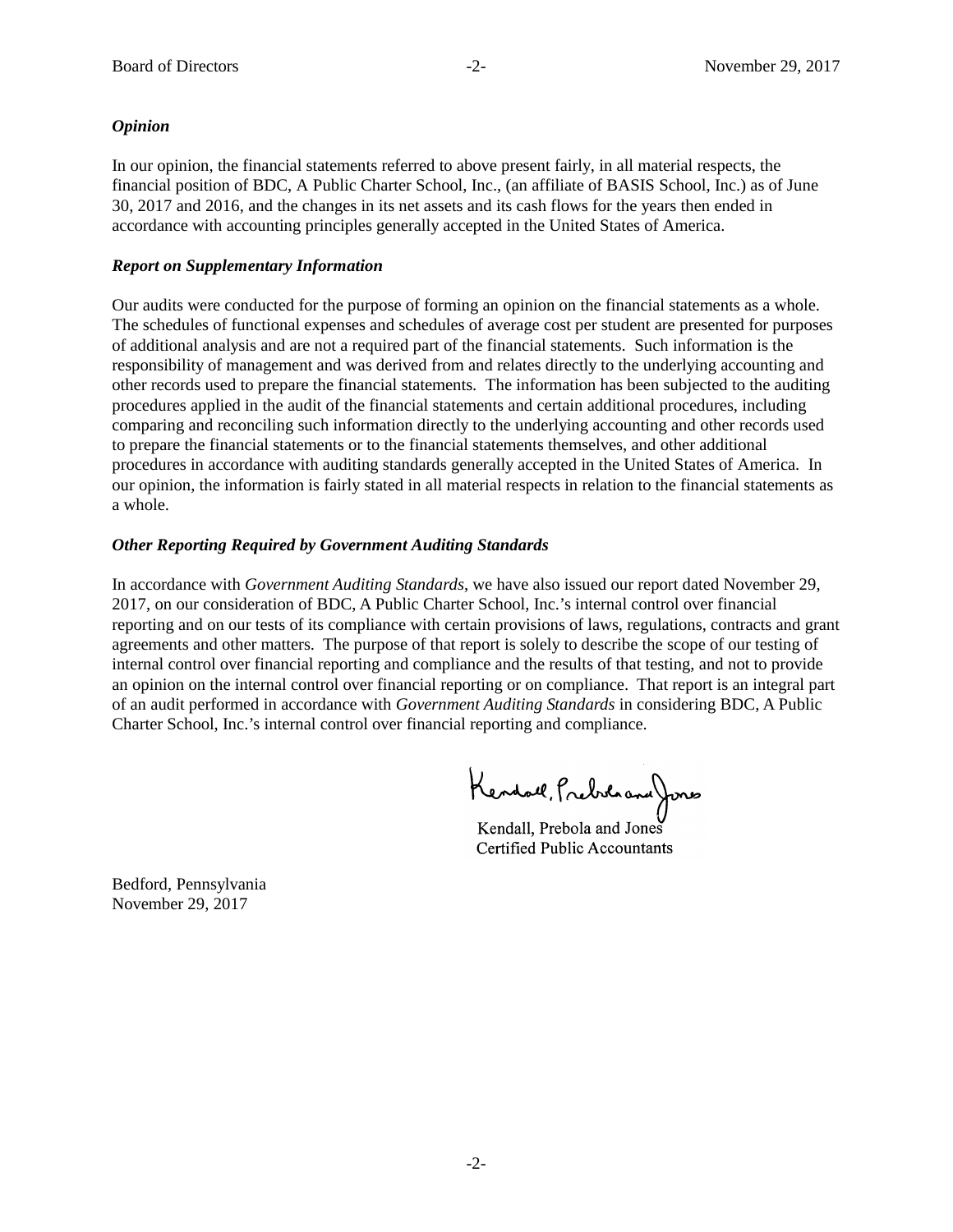***Opinion***

In our opinion, the financial statements referred to above present fairly, in all material respects, the financial position of BDC, A Public Charter School, Inc., (an affiliate of BASIS School, Inc.) as of June 30, 2017 and 2016, and the changes in its net assets and its cash flows for the years then ended in accordance with accounting principles generally accepted in the United States of America.

***Report on Supplementary Information***

Our audits were conducted for the purpose of forming an opinion on the financial statements as a whole. The schedules of functional expenses and schedules of average cost per student are presented for purposes of additional analysis and are not a required part of the financial statements. Such information is the responsibility of management and was derived from and relates directly to the underlying accounting and other records used to prepare the financial statements. The information has been subjected to the auditing procedures applied in the audit of the financial statements and certain additional procedures, including comparing and reconciling such information directly to the underlying accounting and other records used to prepare the financial statements or to the financial statements themselves, and other additional procedures in accordance with auditing standards generally accepted in the United States of America. In our opinion, the information is fairly stated in all material respects in relation to the financial statements as a whole.

***Other Reporting Required by Government Auditing Standards***

In accordance with *Government Auditing Standards*, we have also issued our report dated November 29, 2017, on our consideration of BDC, A Public Charter School, Inc.'s internal control over financial reporting and on our tests of its compliance with certain provisions of laws, regulations, contracts and grant agreements and other matters. The purpose of that report is solely to describe the scope of our testing of internal control over financial reporting and compliance and the results of that testing, and not to provide an opinion on the internal control over financial reporting or on compliance. That report is an integral part of an audit performed in accordance with *Government Auditing Standards* in considering BDC, A Public Charter School, Inc.'s internal control over financial reporting and compliance.

Kendall, Prebola and Jones
Certified Public Accountants

Bedford, Pennsylvania
November 29, 2017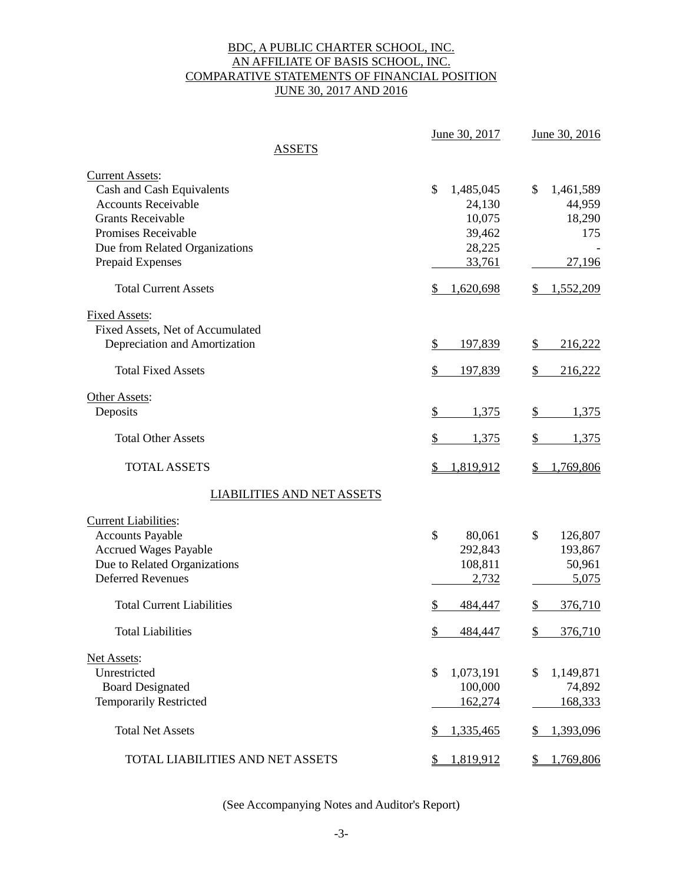# BDC, A PUBLIC CHARTER SCHOOL, INC.
## AN AFFILIATE OF BASIS SCHOOL, INC.
## COMPARATIVE STATEMENTS OF FINANCIAL POSITION
## JUNE 30, 2017 AND 2016

| | June 30, 2017 | June 30, 2016 |
|---|---|---|
| **ASSETS** | | |
| Current Assets: | | |
| Cash and Cash Equivalents | $ 1,485,045 | $ 1,461,589 |
| Accounts Receivable | 24,130 | 44,959 |
| Grants Receivable | 10,075 | 18,290 |
| Promises Receivable | 39,462 | 175 |
| Due from Related Organizations | 28,225 | - |
| Prepaid Expenses | 33,761 | 27,196 |
| Total Current Assets | $ 1,620,698 | $ 1,552,209 |
| Fixed Assets: | | |
| Fixed Assets, Net of Accumulated Depreciation and Amortization | $ 197,839 | $ 216,222 |
| Total Fixed Assets | $ 197,839 | $ 216,222 |
| Other Assets: | | |
| Deposits | $ 1,375 | $ 1,375 |
| Total Other Assets | $ 1,375 | $ 1,375 |
| TOTAL ASSETS | $ 1,819,912 | $ 1,769,806 |
| **LIABILITIES AND NET ASSETS** | | |
| Current Liabilities: | | |
| Accounts Payable | $ 80,061 | $ 126,807 |
| Accrued Wages Payable | 292,843 | 193,867 |
| Due to Related Organizations | 108,811 | 50,961 |
| Deferred Revenues | 2,732 | 5,075 |
| Total Current Liabilities | $ 484,447 | $ 376,710 |
| Total Liabilities | $ 484,447 | $ 376,710 |
| Net Assets: | | |
| Unrestricted | $ 1,073,191 | $ 1,149,871 |
| Board Designated | 100,000 | 74,892 |
| Temporarily Restricted | 162,274 | 168,333 |
| Total Net Assets | $ 1,335,465 | $ 1,393,096 |
| TOTAL LIABILITIES AND NET ASSETS | $ 1,819,912 | $ 1,769,806 |

(See Accompanying Notes and Auditor's Report)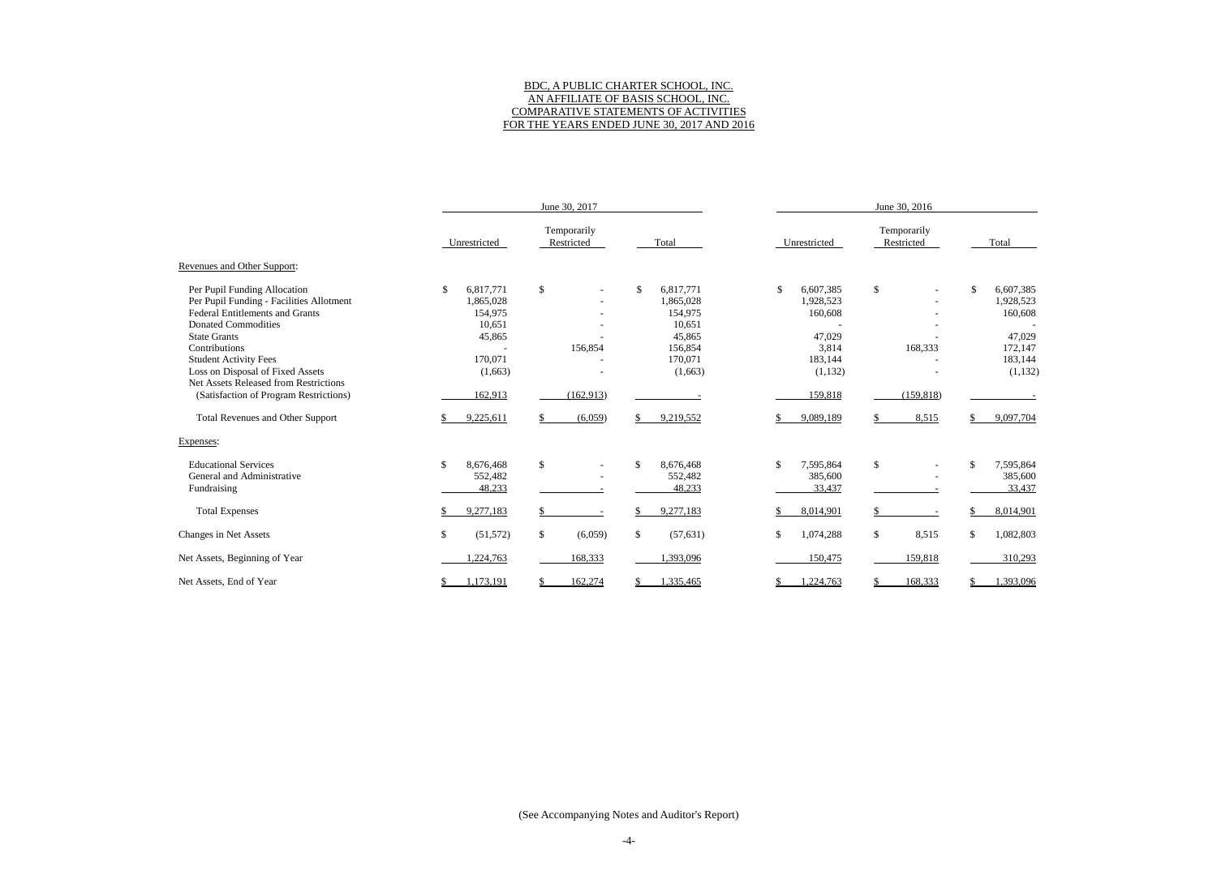# BDC, A PUBLIC CHARTER SCHOOL, INC.
## AN AFFILIATE OF BASIS SCHOOL, INC.
## COMPARATIVE STATEMENTS OF ACTIVITIES
## FOR THE YEARS ENDED JUNE 30, 2017 AND 2016

| | June 30, 2017 | | | June 30, 2016 | | |
|---|---|---|---|---|---|---|
| | Unrestricted | Temporarily Restricted | Total | Unrestricted | Temporarily Restricted | Total |
| Revenues and Other Support: | | | | | | |
| Per Pupil Funding Allocation | $ 6,817,771 | $ - | $ 6,817,771 | $ 6,607,385 | $ - | $ 6,607,385 |
| Per Pupil Funding - Facilities Allotment | 1,865,028 | - | 1,865,028 | 1,928,523 | - | 1,928,523 |
| Federal Entitlements and Grants | 154,975 | - | 154,975 | 160,608 | - | 160,608 |
| Donated Commodities | 10,651 | - | 10,651 | - | - | - |
| State Grants | 45,865 | - | 45,865 | 47,029 | - | 47,029 |
| Contributions | - | 156,854 | 156,854 | 3,814 | 168,333 | 172,147 |
| Student Activity Fees | 170,071 | - | 170,071 | 183,144 | - | 183,144 |
| Loss on Disposal of Fixed Assets | (1,663) | - | (1,663) | (1,132) | - | (1,132) |
| Net Assets Released from Restrictions (Satisfaction of Program Restrictions) | 162,913 | (162,913) | - | 159,818 | (159,818) | - |
| Total Revenues and Other Support | $ 9,225,611 | $ (6,059) | $ 9,219,552 | $ 9,089,189 | $ 8,515 | $ 9,097,704 |
| Expenses: | | | | | | |
| Educational Services | $ 8,676,468 | $ - | $ 8,676,468 | $ 7,595,864 | $ - | $ 7,595,864 |
| General and Administrative | 552,482 | - | 552,482 | 385,600 | - | 385,600 |
| Fundraising | 48,233 | - | 48,233 | 33,437 | - | 33,437 |
| Total Expenses | $ 9,277,183 | $ - | $ 9,277,183 | $ 8,014,901 | $ - | $ 8,014,901 |
| Changes in Net Assets | $ (51,572) | $ (6,059) | $ (57,631) | $ 1,074,288 | $ 8,515 | $ 1,082,803 |
| Net Assets, Beginning of Year | 1,224,763 | 168,333 | 1,393,096 | 150,475 | 159,818 | 310,293 |
| Net Assets, End of Year | $ 1,173,191 | $ 162,274 | $ 1,335,465 | $ 1,224,763 | $ 168,333 | $ 1,393,096 |

(See Accompanying Notes and Auditor's Report)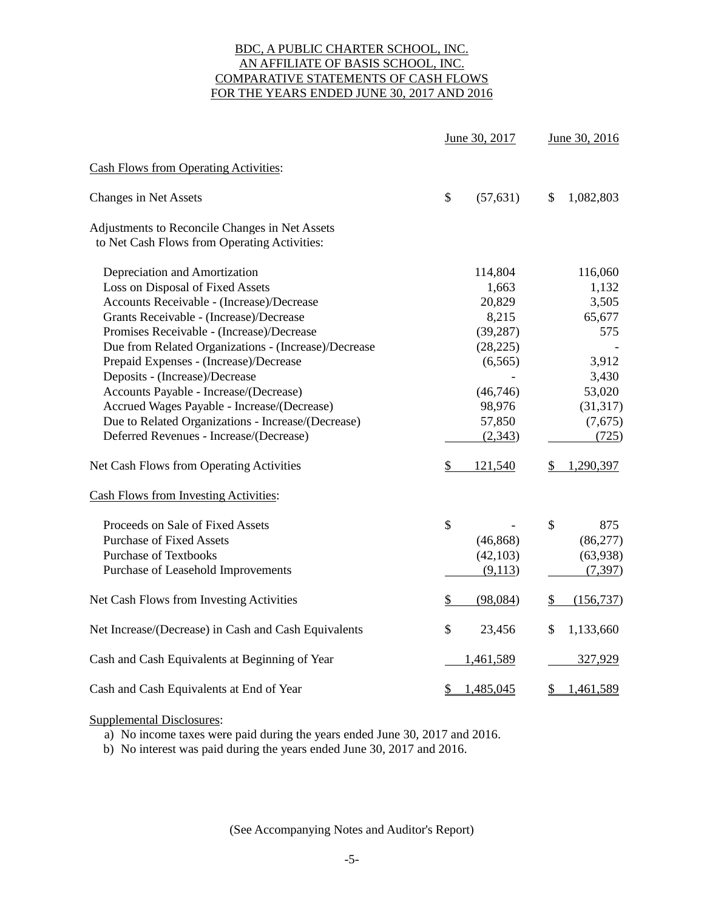# BDC, A PUBLIC CHARTER SCHOOL, INC.
## AN AFFILIATE OF BASIS SCHOOL, INC.
## COMPARATIVE STATEMENTS OF CASH FLOWS
## FOR THE YEARS ENDED JUNE 30, 2017 AND 2016

| | June 30, 2017 | June 30, 2016 |
|---|---|---|
| **Cash Flows from Operating Activities:** | | |
| Changes in Net Assets | $ (57,631) | $ 1,082,803 |
| Adjustments to Reconcile Changes in Net Assets to Net Cash Flows from Operating Activities: | | |
| Depreciation and Amortization | 114,804 | 116,060 |
| Loss on Disposal of Fixed Assets | 1,663 | 1,132 |
| Accounts Receivable - (Increase)/Decrease | 20,829 | 3,505 |
| Grants Receivable - (Increase)/Decrease | 8,215 | 65,677 |
| Promises Receivable - (Increase)/Decrease | (39,287) | 575 |
| Due from Related Organizations - (Increase)/Decrease | (28,225) | - |
| Prepaid Expenses - (Increase)/Decrease | (6,565) | 3,912 |
| Deposits - (Increase)/Decrease | - | 3,430 |
| Accounts Payable - Increase/(Decrease) | (46,746) | 53,020 |
| Accrued Wages Payable - Increase/(Decrease) | 98,976 | (31,317) |
| Due to Related Organizations - Increase/(Decrease) | 57,850 | (7,675) |
| Deferred Revenues - Increase/(Decrease) | (2,343) | (725) |
| Net Cash Flows from Operating Activities | $ 121,540 | $ 1,290,397 |
| **Cash Flows from Investing Activities:** | | |
| Proceeds on Sale of Fixed Assets | $ - | $ 875 |
| Purchase of Fixed Assets | (46,868) | (86,277) |
| Purchase of Textbooks | (42,103) | (63,938) |
| Purchase of Leasehold Improvements | (9,113) | (7,397) |
| Net Cash Flows from Investing Activities | $ (98,084) | $ (156,737) |
| Net Increase/(Decrease) in Cash and Cash Equivalents | $ 23,456 | $ 1,133,660 |
| Cash and Cash Equivalents at Beginning of Year | 1,461,589 | 327,929 |
| Cash and Cash Equivalents at End of Year | $ 1,485,045 | $ 1,461,589 |

Supplemental Disclosures:

a) No income taxes were paid during the years ended June 30, 2017 and 2016.

b) No interest was paid during the years ended June 30, 2017 and 2016.

(See Accompanying Notes and Auditor's Report)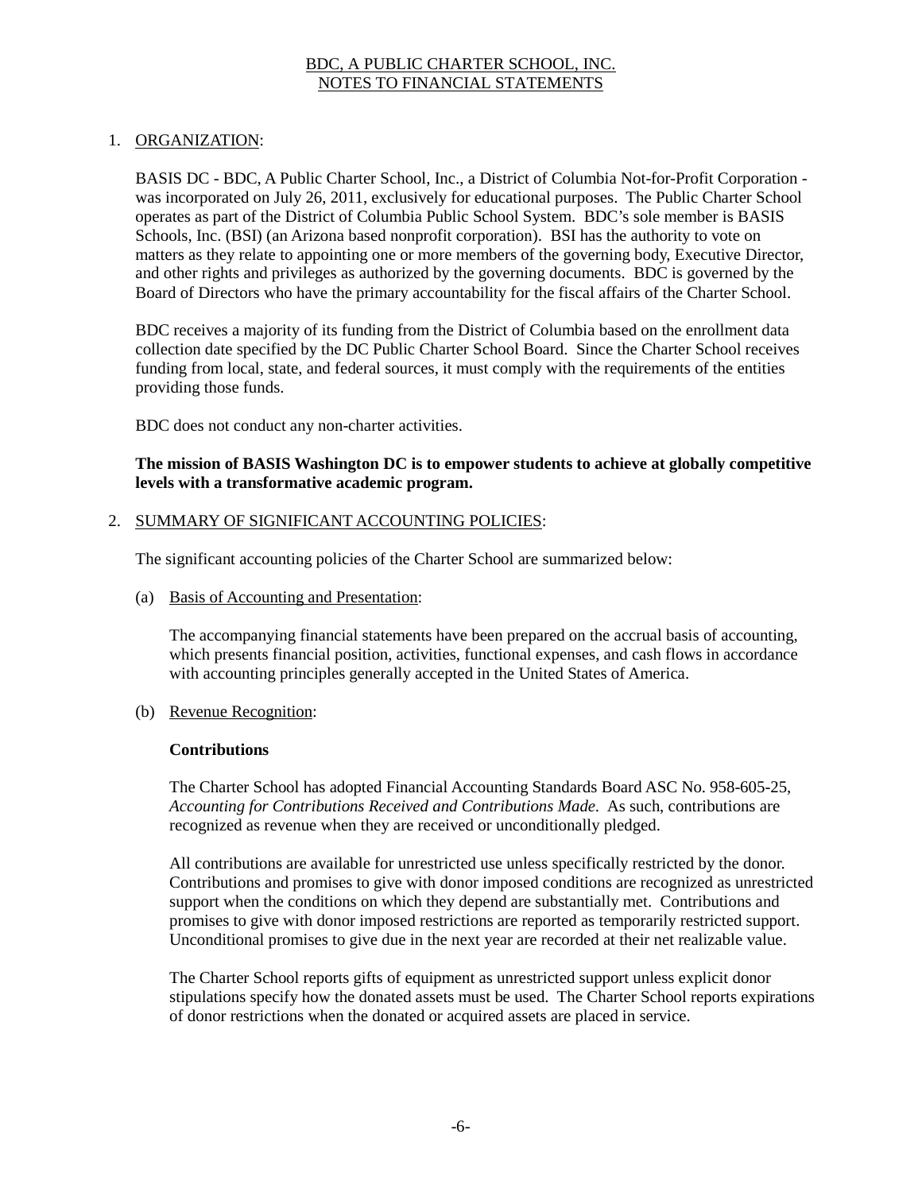# BDC, A PUBLIC CHARTER SCHOOL, INC.
# NOTES TO FINANCIAL STATEMENTS

1. ORGANIZATION:

   BASIS DC - BDC, A Public Charter School, Inc., a District of Columbia Not-for-Profit Corporation - was incorporated on July 26, 2011, exclusively for educational purposes. The Public Charter School operates as part of the District of Columbia Public School System. BDC's sole member is BASIS Schools, Inc. (BSI) (an Arizona based nonprofit corporation). BSI has the authority to vote on matters as they relate to appointing one or more members of the governing body, Executive Director, and other rights and privileges as authorized by the governing documents. BDC is governed by the Board of Directors who have the primary accountability for the fiscal affairs of the Charter School.

   BDC receives a majority of its funding from the District of Columbia based on the enrollment data collection date specified by the DC Public Charter School Board. Since the Charter School receives funding from local, state, and federal sources, it must comply with the requirements of the entities providing those funds.

   BDC does not conduct any non-charter activities.

   **The mission of BASIS Washington DC is to empower students to achieve at globally competitive levels with a transformative academic program.**

2. SUMMARY OF SIGNIFICANT ACCOUNTING POLICIES:

   The significant accounting policies of the Charter School are summarized below:

   (a) Basis of Accounting and Presentation:

   The accompanying financial statements have been prepared on the accrual basis of accounting, which presents financial position, activities, functional expenses, and cash flows in accordance with accounting principles generally accepted in the United States of America.

   (b) Revenue Recognition:

   **Contributions**

   The Charter School has adopted Financial Accounting Standards Board ASC No. 958-605-25, *Accounting for Contributions Received and Contributions Made.* As such, contributions are recognized as revenue when they are received or unconditionally pledged.

   All contributions are available for unrestricted use unless specifically restricted by the donor. Contributions and promises to give with donor imposed conditions are recognized as unrestricted support when the conditions on which they depend are substantially met. Contributions and promises to give with donor imposed restrictions are reported as temporarily restricted support. Unconditional promises to give due in the next year are recorded at their net realizable value.

   The Charter School reports gifts of equipment as unrestricted support unless explicit donor stipulations specify how the donated assets must be used. The Charter School reports expirations of donor restrictions when the donated or acquired assets are placed in service.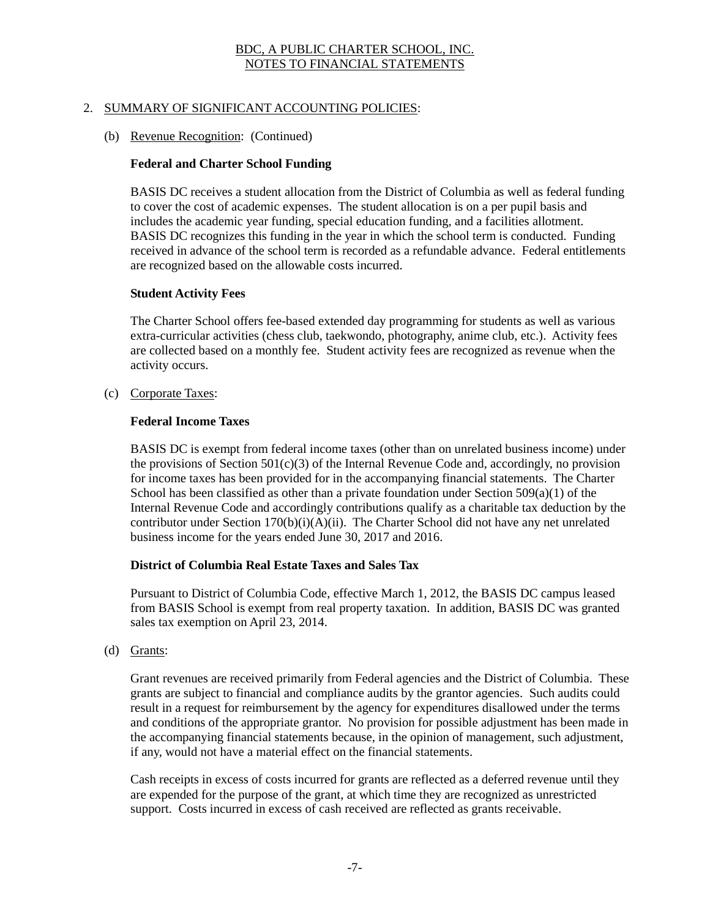BDC, A PUBLIC CHARTER SCHOOL, INC.
NOTES TO FINANCIAL STATEMENTS

## 2. SUMMARY OF SIGNIFICANT ACCOUNTING POLICIES:

### (b) Revenue Recognition: (Continued)

**Federal and Charter School Funding**

BASIS DC receives a student allocation from the District of Columbia as well as federal funding to cover the cost of academic expenses. The student allocation is on a per pupil basis and includes the academic year funding, special education funding, and a facilities allotment. BASIS DC recognizes this funding in the year in which the school term is conducted. Funding received in advance of the school term is recorded as a refundable advance. Federal entitlements are recognized based on the allowable costs incurred.

**Student Activity Fees**

The Charter School offers fee-based extended day programming for students as well as various extra-curricular activities (chess club, taekwondo, photography, anime club, etc.). Activity fees are collected based on a monthly fee. Student activity fees are recognized as revenue when the activity occurs.

### (c) Corporate Taxes:

**Federal Income Taxes**

BASIS DC is exempt from federal income taxes (other than on unrelated business income) under the provisions of Section 501(c)(3) of the Internal Revenue Code and, accordingly, no provision for income taxes has been provided for in the accompanying financial statements. The Charter School has been classified as other than a private foundation under Section 509(a)(1) of the Internal Revenue Code and accordingly contributions qualify as a charitable tax deduction by the contributor under Section 170(b)(i)(A)(ii). The Charter School did not have any net unrelated business income for the years ended June 30, 2017 and 2016.

**District of Columbia Real Estate Taxes and Sales Tax**

Pursuant to District of Columbia Code, effective March 1, 2012, the BASIS DC campus leased from BASIS School is exempt from real property taxation. In addition, BASIS DC was granted sales tax exemption on April 23, 2014.

### (d) Grants:

Grant revenues are received primarily from Federal agencies and the District of Columbia. These grants are subject to financial and compliance audits by the grantor agencies. Such audits could result in a request for reimbursement by the agency for expenditures disallowed under the terms and conditions of the appropriate grantor. No provision for possible adjustment has been made in the accompanying financial statements because, in the opinion of management, such adjustment, if any, would not have a material effect on the financial statements.

Cash receipts in excess of costs incurred for grants are reflected as a deferred revenue until they are expended for the purpose of the grant, at which time they are recognized as unrestricted support. Costs incurred in excess of cash received are reflected as grants receivable.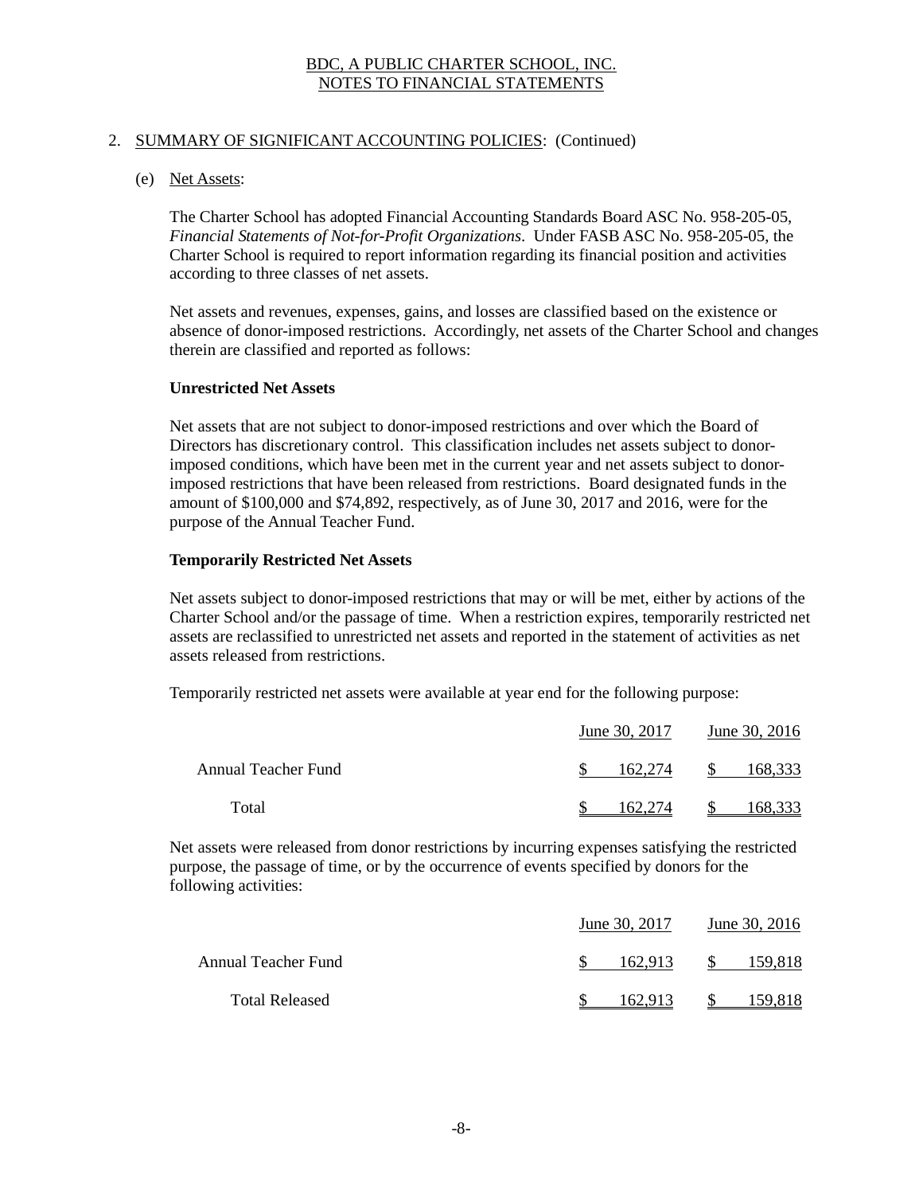BDC, A PUBLIC CHARTER SCHOOL, INC.
NOTES TO FINANCIAL STATEMENTS

2. SUMMARY OF SIGNIFICANT ACCOUNTING POLICIES: (Continued)

(e) Net Assets:

The Charter School has adopted Financial Accounting Standards Board ASC No. 958-205-05, *Financial Statements of Not-for-Profit Organizations*. Under FASB ASC No. 958-205-05, the Charter School is required to report information regarding its financial position and activities according to three classes of net assets.

Net assets and revenues, expenses, gains, and losses are classified based on the existence or absence of donor-imposed restrictions. Accordingly, net assets of the Charter School and changes therein are classified and reported as follows:

**Unrestricted Net Assets**

Net assets that are not subject to donor-imposed restrictions and over which the Board of Directors has discretionary control. This classification includes net assets subject to donor-imposed conditions, which have been met in the current year and net assets subject to donor-imposed restrictions that have been released from restrictions. Board designated funds in the amount of $100,000 and $74,892, respectively, as of June 30, 2017 and 2016, were for the purpose of the Annual Teacher Fund.

**Temporarily Restricted Net Assets**

Net assets subject to donor-imposed restrictions that may or will be met, either by actions of the Charter School and/or the passage of time. When a restriction expires, temporarily restricted net assets are reclassified to unrestricted net assets and reported in the statement of activities as net assets released from restrictions.

Temporarily restricted net assets were available at year end for the following purpose:

| | June 30, 2017 | June 30, 2016 |
|---|---|---|
| Annual Teacher Fund | $ 162,274 | $ 168,333 |
| Total | $ 162,274 | $ 168,333 |

Net assets were released from donor restrictions by incurring expenses satisfying the restricted purpose, the passage of time, or by the occurrence of events specified by donors for the following activities:

| | June 30, 2017 | June 30, 2016 |
|---|---|---|
| Annual Teacher Fund | $ 162,913 | $ 159,818 |
| Total Released | $ 162,913 | $ 159,818 |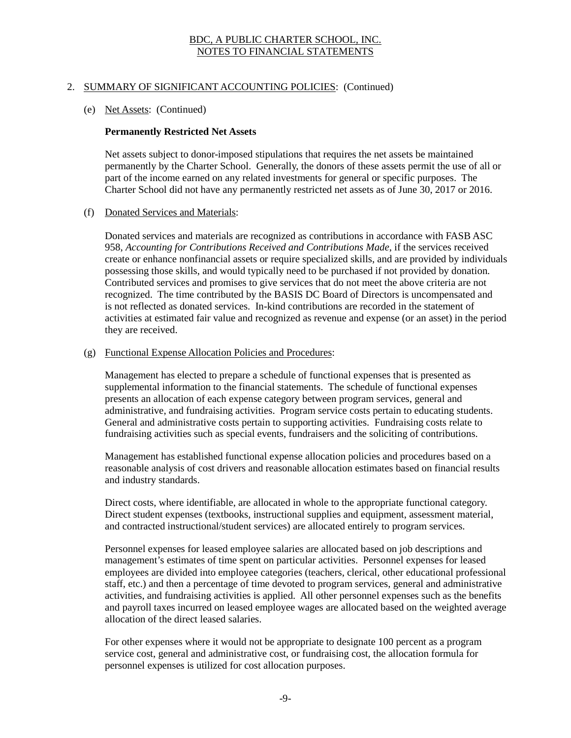## 2. SUMMARY OF SIGNIFICANT ACCOUNTING POLICIES: (Continued)

### (e) Net Assets: (Continued)

**Permanently Restricted Net Assets**

Net assets subject to donor-imposed stipulations that requires the net assets be maintained permanently by the Charter School. Generally, the donors of these assets permit the use of all or part of the income earned on any related investments for general or specific purposes. The Charter School did not have any permanently restricted net assets as of June 30, 2017 or 2016.

### (f) Donated Services and Materials:

Donated services and materials are recognized as contributions in accordance with FASB ASC 958, *Accounting for Contributions Received and Contributions Made*, if the services received create or enhance nonfinancial assets or require specialized skills, and are provided by individuals possessing those skills, and would typically need to be purchased if not provided by donation. Contributed services and promises to give services that do not meet the above criteria are not recognized. The time contributed by the BASIS DC Board of Directors is uncompensated and is not reflected as donated services. In-kind contributions are recorded in the statement of activities at estimated fair value and recognized as revenue and expense (or an asset) in the period they are received.

### (g) Functional Expense Allocation Policies and Procedures:

Management has elected to prepare a schedule of functional expenses that is presented as supplemental information to the financial statements. The schedule of functional expenses presents an allocation of each expense category between program services, general and administrative, and fundraising activities. Program service costs pertain to educating students. General and administrative costs pertain to supporting activities. Fundraising costs relate to fundraising activities such as special events, fundraisers and the soliciting of contributions.

Management has established functional expense allocation policies and procedures based on a reasonable analysis of cost drivers and reasonable allocation estimates based on financial results and industry standards.

Direct costs, where identifiable, are allocated in whole to the appropriate functional category. Direct student expenses (textbooks, instructional supplies and equipment, assessment material, and contracted instructional/student services) are allocated entirely to program services.

Personnel expenses for leased employee salaries are allocated based on job descriptions and management's estimates of time spent on particular activities. Personnel expenses for leased employees are divided into employee categories (teachers, clerical, other educational professional staff, etc.) and then a percentage of time devoted to program services, general and administrative activities, and fundraising activities is applied. All other personnel expenses such as the benefits and payroll taxes incurred on leased employee wages are allocated based on the weighted average allocation of the direct leased salaries.

For other expenses where it would not be appropriate to designate 100 percent as a program service cost, general and administrative cost, or fundraising cost, the allocation formula for personnel expenses is utilized for cost allocation purposes.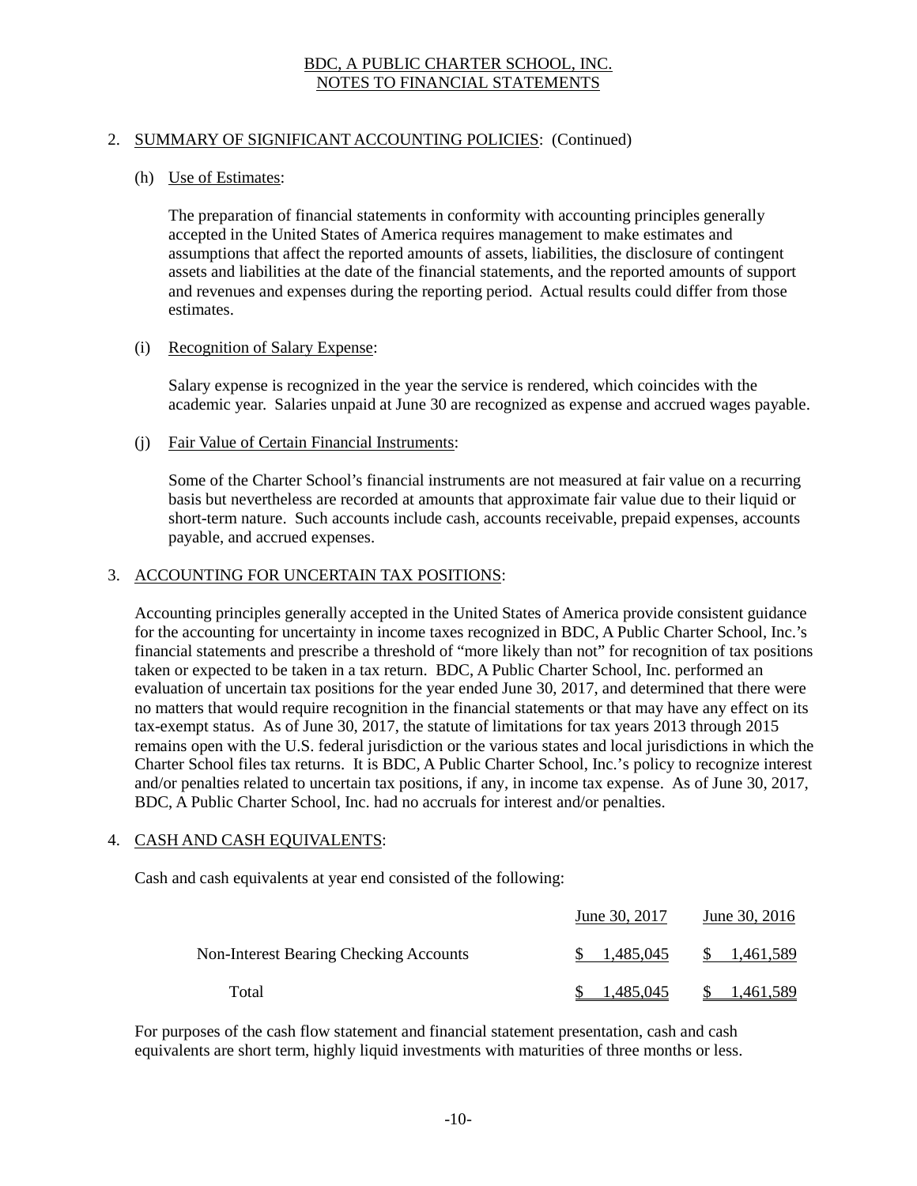BDC, A PUBLIC CHARTER SCHOOL, INC.
NOTES TO FINANCIAL STATEMENTS

2. SUMMARY OF SIGNIFICANT ACCOUNTING POLICIES: (Continued)

(h) Use of Estimates:

The preparation of financial statements in conformity with accounting principles generally accepted in the United States of America requires management to make estimates and assumptions that affect the reported amounts of assets, liabilities, the disclosure of contingent assets and liabilities at the date of the financial statements, and the reported amounts of support and revenues and expenses during the reporting period. Actual results could differ from those estimates.

(i) Recognition of Salary Expense:

Salary expense is recognized in the year the service is rendered, which coincides with the academic year. Salaries unpaid at June 30 are recognized as expense and accrued wages payable.

(j) Fair Value of Certain Financial Instruments:

Some of the Charter School's financial instruments are not measured at fair value on a recurring basis but nevertheless are recorded at amounts that approximate fair value due to their liquid or short-term nature. Such accounts include cash, accounts receivable, prepaid expenses, accounts payable, and accrued expenses.

3. ACCOUNTING FOR UNCERTAIN TAX POSITIONS:

Accounting principles generally accepted in the United States of America provide consistent guidance for the accounting for uncertainty in income taxes recognized in BDC, A Public Charter School, Inc.'s financial statements and prescribe a threshold of "more likely than not" for recognition of tax positions taken or expected to be taken in a tax return. BDC, A Public Charter School, Inc. performed an evaluation of uncertain tax positions for the year ended June 30, 2017, and determined that there were no matters that would require recognition in the financial statements or that may have any effect on its tax-exempt status. As of June 30, 2017, the statute of limitations for tax years 2013 through 2015 remains open with the U.S. federal jurisdiction or the various states and local jurisdictions in which the Charter School files tax returns. It is BDC, A Public Charter School, Inc.'s policy to recognize interest and/or penalties related to uncertain tax positions, if any, in income tax expense. As of June 30, 2017, BDC, A Public Charter School, Inc. had no accruals for interest and/or penalties.

4. CASH AND CASH EQUIVALENTS:

Cash and cash equivalents at year end consisted of the following:

| | June 30, 2017 | June 30, 2016 |
|---|---|---|
| Non-Interest Bearing Checking Accounts | $ 1,485,045 | $ 1,461,589 |
| Total | $ 1,485,045 | $ 1,461,589 |

For purposes of the cash flow statement and financial statement presentation, cash and cash equivalents are short term, highly liquid investments with maturities of three months or less.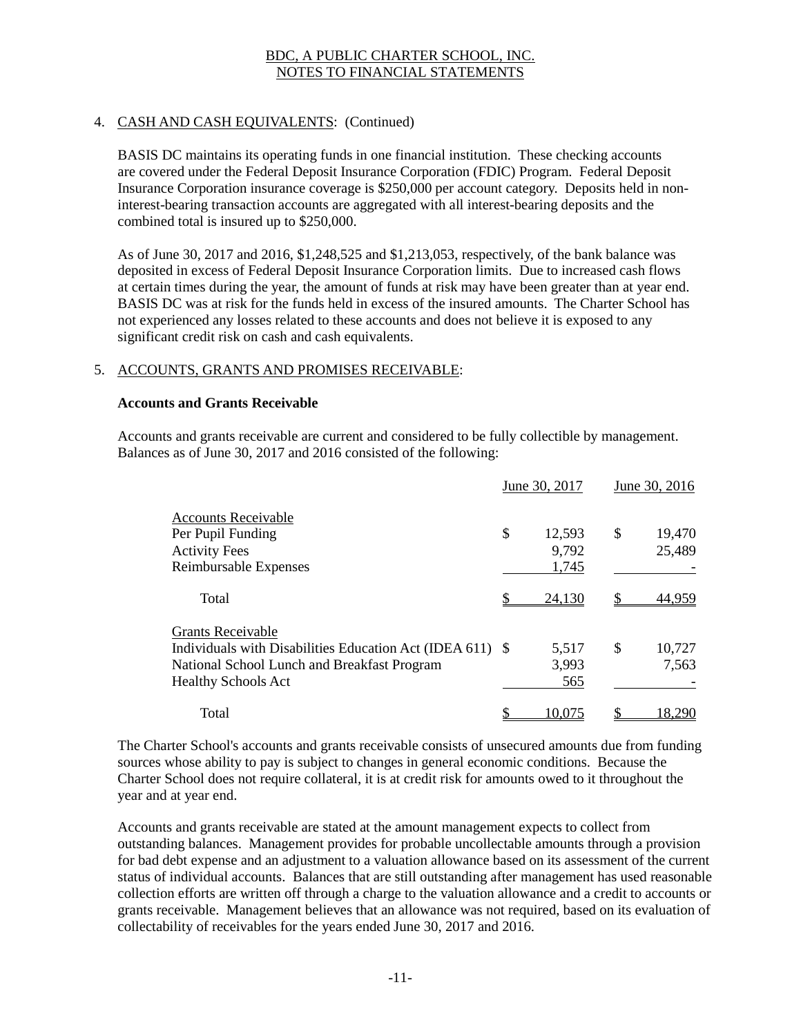# BDC, A PUBLIC CHARTER SCHOOL, INC.
# NOTES TO FINANCIAL STATEMENTS

4. CASH AND CASH EQUIVALENTS: (Continued)

BASIS DC maintains its operating funds in one financial institution. These checking accounts are covered under the Federal Deposit Insurance Corporation (FDIC) Program. Federal Deposit Insurance Corporation insurance coverage is $250,000 per account category. Deposits held in non-interest-bearing transaction accounts are aggregated with all interest-bearing deposits and the combined total is insured up to $250,000.

As of June 30, 2017 and 2016, $1,248,525 and $1,213,053, respectively, of the bank balance was deposited in excess of Federal Deposit Insurance Corporation limits. Due to increased cash flows at certain times during the year, the amount of funds at risk may have been greater than at year end. BASIS DC was at risk for the funds held in excess of the insured amounts. The Charter School has not experienced any losses related to these accounts and does not believe it is exposed to any significant credit risk on cash and cash equivalents.

5. ACCOUNTS, GRANTS AND PROMISES RECEIVABLE:

**Accounts and Grants Receivable**

Accounts and grants receivable are current and considered to be fully collectible by management. Balances as of June 30, 2017 and 2016 consisted of the following:

| | June 30, 2017 | June 30, 2016 |
|---|---|---|
| Accounts Receivable | | |
| Per Pupil Funding | $ 12,593 | $ 19,470 |
| Activity Fees | 9,792 | 25,489 |
| Reimbursable Expenses | 1,745 | - |
| Total | $ 24,130 | $ 44,959 |
| Grants Receivable | | |
| Individuals with Disabilities Education Act (IDEA 611) | $ 5,517 | $ 10,727 |
| National School Lunch and Breakfast Program | 3,993 | 7,563 |
| Healthy Schools Act | 565 | - |
| Total | $ 10,075 | $ 18,290 |

The Charter School's accounts and grants receivable consists of unsecured amounts due from funding sources whose ability to pay is subject to changes in general economic conditions. Because the Charter School does not require collateral, it is at credit risk for amounts owed to it throughout the year and at year end.

Accounts and grants receivable are stated at the amount management expects to collect from outstanding balances. Management provides for probable uncollectable amounts through a provision for bad debt expense and an adjustment to a valuation allowance based on its assessment of the current status of individual accounts. Balances that are still outstanding after management has used reasonable collection efforts are written off through a charge to the valuation allowance and a credit to accounts or grants receivable. Management believes that an allowance was not required, based on its evaluation of collectability of receivables for the years ended June 30, 2017 and 2016.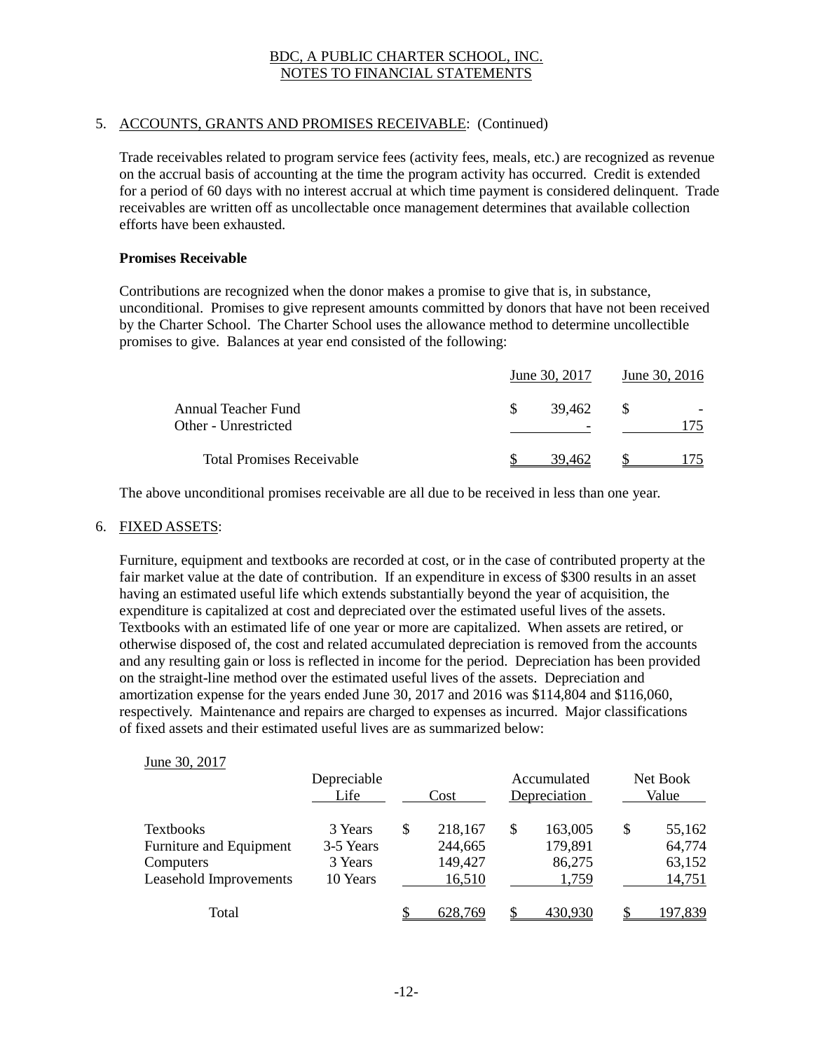## 5. ACCOUNTS, GRANTS AND PROMISES RECEIVABLE: (Continued)

Trade receivables related to program service fees (activity fees, meals, etc.) are recognized as revenue on the accrual basis of accounting at the time the program activity has occurred. Credit is extended for a period of 60 days with no interest accrual at which time payment is considered delinquent. Trade receivables are written off as uncollectable once management determines that available collection efforts have been exhausted.

**Promises Receivable**

Contributions are recognized when the donor makes a promise to give that is, in substance, unconditional. Promises to give represent amounts committed by donors that have not been received by the Charter School. The Charter School uses the allowance method to determine uncollectible promises to give. Balances at year end consisted of the following:

| | June 30, 2017 | June 30, 2016 |
|---|---|---|
| Annual Teacher Fund | $ 39,462 | $ - |
| Other - Unrestricted | - | 175 |
| Total Promises Receivable | $ 39,462 | $ 175 |

The above unconditional promises receivable are all due to be received in less than one year.

## 6. FIXED ASSETS:

Furniture, equipment and textbooks are recorded at cost, or in the case of contributed property at the fair market value at the date of contribution. If an expenditure in excess of $300 results in an asset having an estimated useful life which extends substantially beyond the year of acquisition, the expenditure is capitalized at cost and depreciated over the estimated useful lives of the assets. Textbooks with an estimated life of one year or more are capitalized. When assets are retired, or otherwise disposed of, the cost and related accumulated depreciation is removed from the accounts and any resulting gain or loss is reflected in income for the period. Depreciation has been provided on the straight-line method over the estimated useful lives of the assets. Depreciation and amortization expense for the years ended June 30, 2017 and 2016 was $114,804 and $116,060, respectively. Maintenance and repairs are charged to expenses as incurred. Major classifications of fixed assets and their estimated useful lives are as summarized below:

June 30, 2017

| | Depreciable Life | Cost | Accumulated Depreciation | Net Book Value |
|---|---|---|---|---|
| Textbooks | 3 Years | $ 218,167 | $ 163,005 | $ 55,162 |
| Furniture and Equipment | 3-5 Years | 244,665 | 179,891 | 64,774 |
| Computers | 3 Years | 149,427 | 86,275 | 63,152 |
| Leasehold Improvements | 10 Years | 16,510 | 1,759 | 14,751 |
| Total | | $ 628,769 | $ 430,930 | $ 197,839 |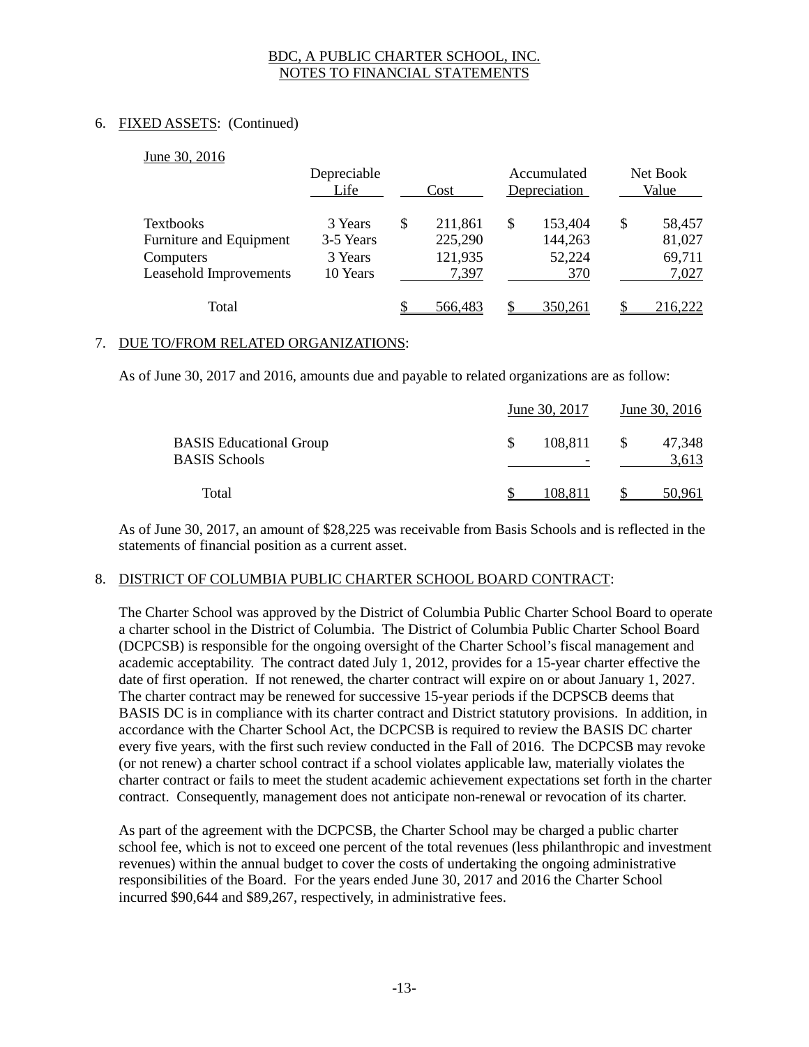BDC, A PUBLIC CHARTER SCHOOL, INC.
NOTES TO FINANCIAL STATEMENTS

6. FIXED ASSETS: (Continued)

June 30, 2016

| | Depreciable Life | Cost | Accumulated Depreciation | Net Book Value |
|---|---|---|---|---|
| Textbooks | 3 Years | $ 211,861 | $ 153,404 | $ 58,457 |
| Furniture and Equipment | 3-5 Years | 225,290 | 144,263 | 81,027 |
| Computers | 3 Years | 121,935 | 52,224 | 69,711 |
| Leasehold Improvements | 10 Years | 7,397 | 370 | 7,027 |
| Total | | $ 566,483 | $ 350,261 | $ 216,222 |

7. DUE TO/FROM RELATED ORGANIZATIONS:

As of June 30, 2017 and 2016, amounts due and payable to related organizations are as follow:

| | June 30, 2017 | June 30, 2016 |
|---|---|---|
| BASIS Educational Group | $ 108,811 | $ 47,348 |
| BASIS Schools | - | 3,613 |
| Total | $ 108,811 | $ 50,961 |

As of June 30, 2017, an amount of $28,225 was receivable from Basis Schools and is reflected in the statements of financial position as a current asset.

8. DISTRICT OF COLUMBIA PUBLIC CHARTER SCHOOL BOARD CONTRACT:

The Charter School was approved by the District of Columbia Public Charter School Board to operate a charter school in the District of Columbia. The District of Columbia Public Charter School Board (DCPCSB) is responsible for the ongoing oversight of the Charter School's fiscal management and academic acceptability. The contract dated July 1, 2012, provides for a 15-year charter effective the date of first operation. If not renewed, the charter contract will expire on or about January 1, 2027. The charter contract may be renewed for successive 15-year periods if the DCPSCB deems that BASIS DC is in compliance with its charter contract and District statutory provisions. In addition, in accordance with the Charter School Act, the DCPCSB is required to review the BASIS DC charter every five years, with the first such review conducted in the Fall of 2016. The DCPCSB may revoke (or not renew) a charter school contract if a school violates applicable law, materially violates the charter contract or fails to meet the student academic achievement expectations set forth in the charter contract. Consequently, management does not anticipate non-renewal or revocation of its charter.

As part of the agreement with the DCPCSB, the Charter School may be charged a public charter school fee, which is not to exceed one percent of the total revenues (less philanthropic and investment revenues) within the annual budget to cover the costs of undertaking the ongoing administrative responsibilities of the Board. For the years ended June 30, 2017 and 2016 the Charter School incurred $90,644 and $89,267, respectively, in administrative fees.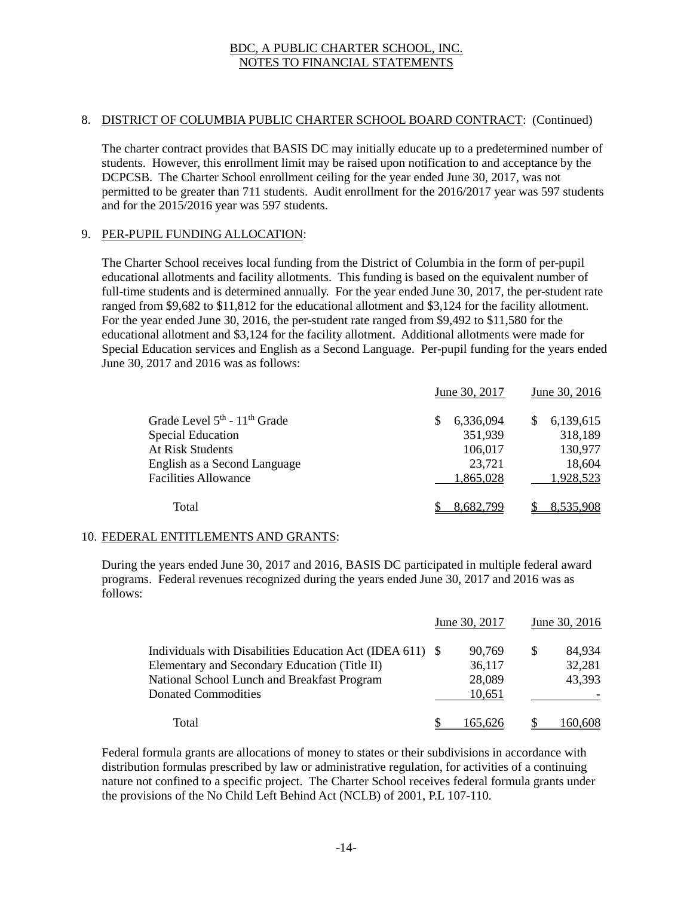BDC, A PUBLIC CHARTER SCHOOL, INC.
NOTES TO FINANCIAL STATEMENTS

8. DISTRICT OF COLUMBIA PUBLIC CHARTER SCHOOL BOARD CONTRACT: (Continued)

The charter contract provides that BASIS DC may initially educate up to a predetermined number of students. However, this enrollment limit may be raised upon notification to and acceptance by the DCPCSB. The Charter School enrollment ceiling for the year ended June 30, 2017, was not permitted to be greater than 711 students. Audit enrollment for the 2016/2017 year was 597 students and for the 2015/2016 year was 597 students.

9. PER-PUPIL FUNDING ALLOCATION:

The Charter School receives local funding from the District of Columbia in the form of per-pupil educational allotments and facility allotments. This funding is based on the equivalent number of full-time students and is determined annually. For the year ended June 30, 2017, the per-student rate ranged from $9,682 to $11,812 for the educational allotment and $3,124 for the facility allotment. For the year ended June 30, 2016, the per-student rate ranged from $9,492 to $11,580 for the educational allotment and $3,124 for the facility allotment. Additional allotments were made for Special Education services and English as a Second Language. Per-pupil funding for the years ended June 30, 2017 and 2016 was as follows:

| | June 30, 2017 | June 30, 2016 |
|---|---|---|
| Grade Level 5th - 11th Grade | $ 6,336,094 | $ 6,139,615 |
| Special Education | 351,939 | 318,189 |
| At Risk Students | 106,017 | 130,977 |
| English as a Second Language | 23,721 | 18,604 |
| Facilities Allowance | 1,865,028 | 1,928,523 |
| Total | $ 8,682,799 | $ 8,535,908 |

10. FEDERAL ENTITLEMENTS AND GRANTS:

During the years ended June 30, 2017 and 2016, BASIS DC participated in multiple federal award programs. Federal revenues recognized during the years ended June 30, 2017 and 2016 was as follows:

| | June 30, 2017 | June 30, 2016 |
|---|---|---|
| Individuals with Disabilities Education Act (IDEA 611) | $ 90,769 | $ 84,934 |
| Elementary and Secondary Education (Title II) | 36,117 | 32,281 |
| National School Lunch and Breakfast Program | 28,089 | 43,393 |
| Donated Commodities | 10,651 | - |
| Total | $ 165,626 | $ 160,608 |

Federal formula grants are allocations of money to states or their subdivisions in accordance with distribution formulas prescribed by law or administrative regulation, for activities of a continuing nature not confined to a specific project. The Charter School receives federal formula grants under the provisions of the No Child Left Behind Act (NCLB) of 2001, P.L 107-110.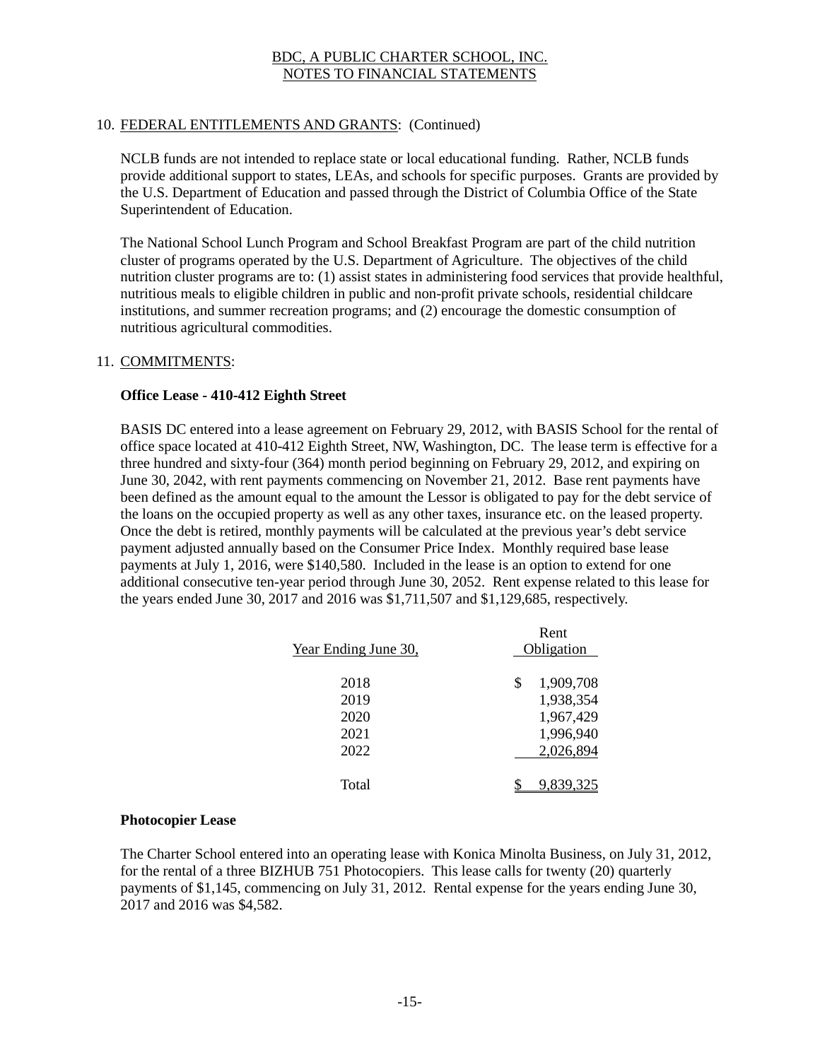## 10. FEDERAL ENTITLEMENTS AND GRANTS: (Continued)

NCLB funds are not intended to replace state or local educational funding. Rather, NCLB funds provide additional support to states, LEAs, and schools for specific purposes. Grants are provided by the U.S. Department of Education and passed through the District of Columbia Office of the State Superintendent of Education.

The National School Lunch Program and School Breakfast Program are part of the child nutrition cluster of programs operated by the U.S. Department of Agriculture. The objectives of the child nutrition cluster programs are to: (1) assist states in administering food services that provide healthful, nutritious meals to eligible children in public and non-profit private schools, residential childcare institutions, and summer recreation programs; and (2) encourage the domestic consumption of nutritious agricultural commodities.

## 11. COMMITMENTS:

**Office Lease - 410-412 Eighth Street**

BASIS DC entered into a lease agreement on February 29, 2012, with BASIS School for the rental of office space located at 410-412 Eighth Street, NW, Washington, DC. The lease term is effective for a three hundred and sixty-four (364) month period beginning on February 29, 2012, and expiring on June 30, 2042, with rent payments commencing on November 21, 2012. Base rent payments have been defined as the amount equal to the amount the Lessor is obligated to pay for the debt service of the loans on the occupied property as well as any other taxes, insurance etc. on the leased property. Once the debt is retired, monthly payments will be calculated at the previous year's debt service payment adjusted annually based on the Consumer Price Index. Monthly required base lease payments at July 1, 2016, were $140,580. Included in the lease is an option to extend for one additional consecutive ten-year period through June 30, 2052. Rent expense related to this lease for the years ended June 30, 2017 and 2016 was $1,711,507 and $1,129,685, respectively.

| Year Ending June 30, | Rent Obligation |
|---|---|
| 2018 | $ 1,909,708 |
| 2019 | 1,938,354 |
| 2020 | 1,967,429 |
| 2021 | 1,996,940 |
| 2022 | 2,026,894 |
| Total | $ 9,839,325 |

**Photocopier Lease**

The Charter School entered into an operating lease with Konica Minolta Business, on July 31, 2012, for the rental of a three BIZHUB 751 Photocopiers. This lease calls for twenty (20) quarterly payments of $1,145, commencing on July 31, 2012. Rental expense for the years ending June 30, 2017 and 2016 was $4,582.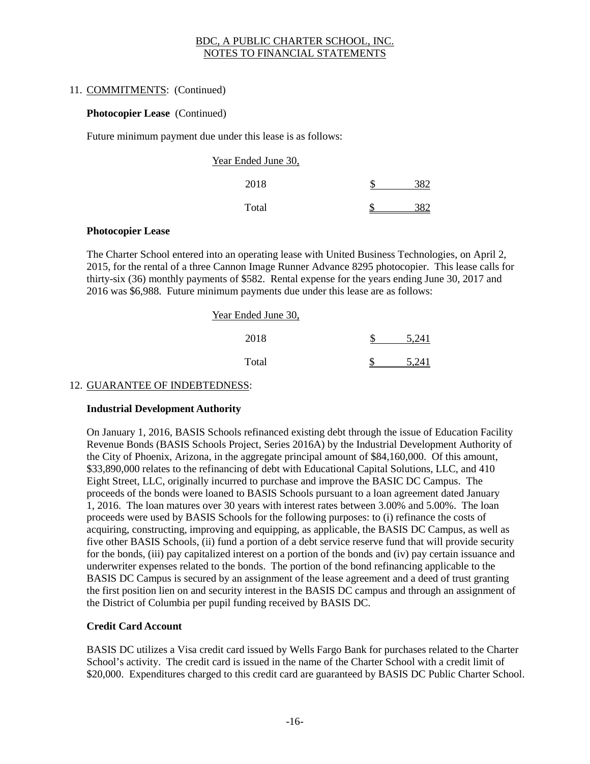BDC, A PUBLIC CHARTER SCHOOL, INC.
NOTES TO FINANCIAL STATEMENTS

11. COMMITMENTS: (Continued)

**Photocopier Lease** (Continued)

Future minimum payment due under this lease is as follows:

| Year Ended June 30, | |
|---|---|
| 2018 | $ 382 |
| Total | $ 382 |

**Photocopier Lease**

The Charter School entered into an operating lease with United Business Technologies, on April 2, 2015, for the rental of a three Cannon Image Runner Advance 8295 photocopier. This lease calls for thirty-six (36) monthly payments of $582. Rental expense for the years ending June 30, 2017 and 2016 was $6,988. Future minimum payments due under this lease are as follows:

| Year Ended June 30, | |
|---|---|
| 2018 | $ 5,241 |
| Total | $ 5,241 |

12. GUARANTEE OF INDEBTEDNESS:

**Industrial Development Authority**

On January 1, 2016, BASIS Schools refinanced existing debt through the issue of Education Facility Revenue Bonds (BASIS Schools Project, Series 2016A) by the Industrial Development Authority of the City of Phoenix, Arizona, in the aggregate principal amount of $84,160,000. Of this amount, $33,890,000 relates to the refinancing of debt with Educational Capital Solutions, LLC, and 410 Eight Street, LLC, originally incurred to purchase and improve the BASIC DC Campus. The proceeds of the bonds were loaned to BASIS Schools pursuant to a loan agreement dated January 1, 2016. The loan matures over 30 years with interest rates between 3.00% and 5.00%. The loan proceeds were used by BASIS Schools for the following purposes: to (i) refinance the costs of acquiring, constructing, improving and equipping, as applicable, the BASIS DC Campus, as well as five other BASIS Schools, (ii) fund a portion of a debt service reserve fund that will provide security for the bonds, (iii) pay capitalized interest on a portion of the bonds and (iv) pay certain issuance and underwriter expenses related to the bonds. The portion of the bond refinancing applicable to the BASIS DC Campus is secured by an assignment of the lease agreement and a deed of trust granting the first position lien on and security interest in the BASIS DC campus and through an assignment of the District of Columbia per pupil funding received by BASIS DC.

**Credit Card Account**

BASIS DC utilizes a Visa credit card issued by Wells Fargo Bank for purchases related to the Charter School's activity. The credit card is issued in the name of the Charter School with a credit limit of $20,000. Expenditures charged to this credit card are guaranteed by BASIS DC Public Charter School.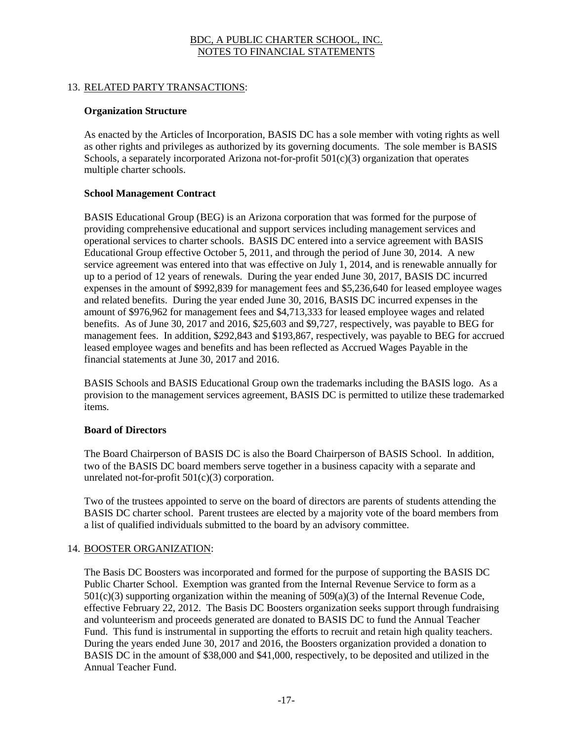## 13. RELATED PARTY TRANSACTIONS:

### Organization Structure

As enacted by the Articles of Incorporation, BASIS DC has a sole member with voting rights as well as other rights and privileges as authorized by its governing documents. The sole member is BASIS Schools, a separately incorporated Arizona not-for-profit 501(c)(3) organization that operates multiple charter schools.

### School Management Contract

BASIS Educational Group (BEG) is an Arizona corporation that was formed for the purpose of providing comprehensive educational and support services including management services and operational services to charter schools. BASIS DC entered into a service agreement with BASIS Educational Group effective October 5, 2011, and through the period of June 30, 2014. A new service agreement was entered into that was effective on July 1, 2014, and is renewable annually for up to a period of 12 years of renewals. During the year ended June 30, 2017, BASIS DC incurred expenses in the amount of $992,839 for management fees and $5,236,640 for leased employee wages and related benefits. During the year ended June 30, 2016, BASIS DC incurred expenses in the amount of $976,962 for management fees and $4,713,333 for leased employee wages and related benefits. As of June 30, 2017 and 2016, $25,603 and $9,727, respectively, was payable to BEG for management fees. In addition, $292,843 and $193,867, respectively, was payable to BEG for accrued leased employee wages and benefits and has been reflected as Accrued Wages Payable in the financial statements at June 30, 2017 and 2016.

BASIS Schools and BASIS Educational Group own the trademarks including the BASIS logo. As a provision to the management services agreement, BASIS DC is permitted to utilize these trademarked items.

### Board of Directors

The Board Chairperson of BASIS DC is also the Board Chairperson of BASIS School. In addition, two of the BASIS DC board members serve together in a business capacity with a separate and unrelated not-for-profit 501(c)(3) corporation.

Two of the trustees appointed to serve on the board of directors are parents of students attending the BASIS DC charter school. Parent trustees are elected by a majority vote of the board members from a list of qualified individuals submitted to the board by an advisory committee.

## 14. BOOSTER ORGANIZATION:

The Basis DC Boosters was incorporated and formed for the purpose of supporting the BASIS DC Public Charter School. Exemption was granted from the Internal Revenue Service to form as a 501(c)(3) supporting organization within the meaning of 509(a)(3) of the Internal Revenue Code, effective February 22, 2012. The Basis DC Boosters organization seeks support through fundraising and volunteerism and proceeds generated are donated to BASIS DC to fund the Annual Teacher Fund. This fund is instrumental in supporting the efforts to recruit and retain high quality teachers. During the years ended June 30, 2017 and 2016, the Boosters organization provided a donation to BASIS DC in the amount of $38,000 and $41,000, respectively, to be deposited and utilized in the Annual Teacher Fund.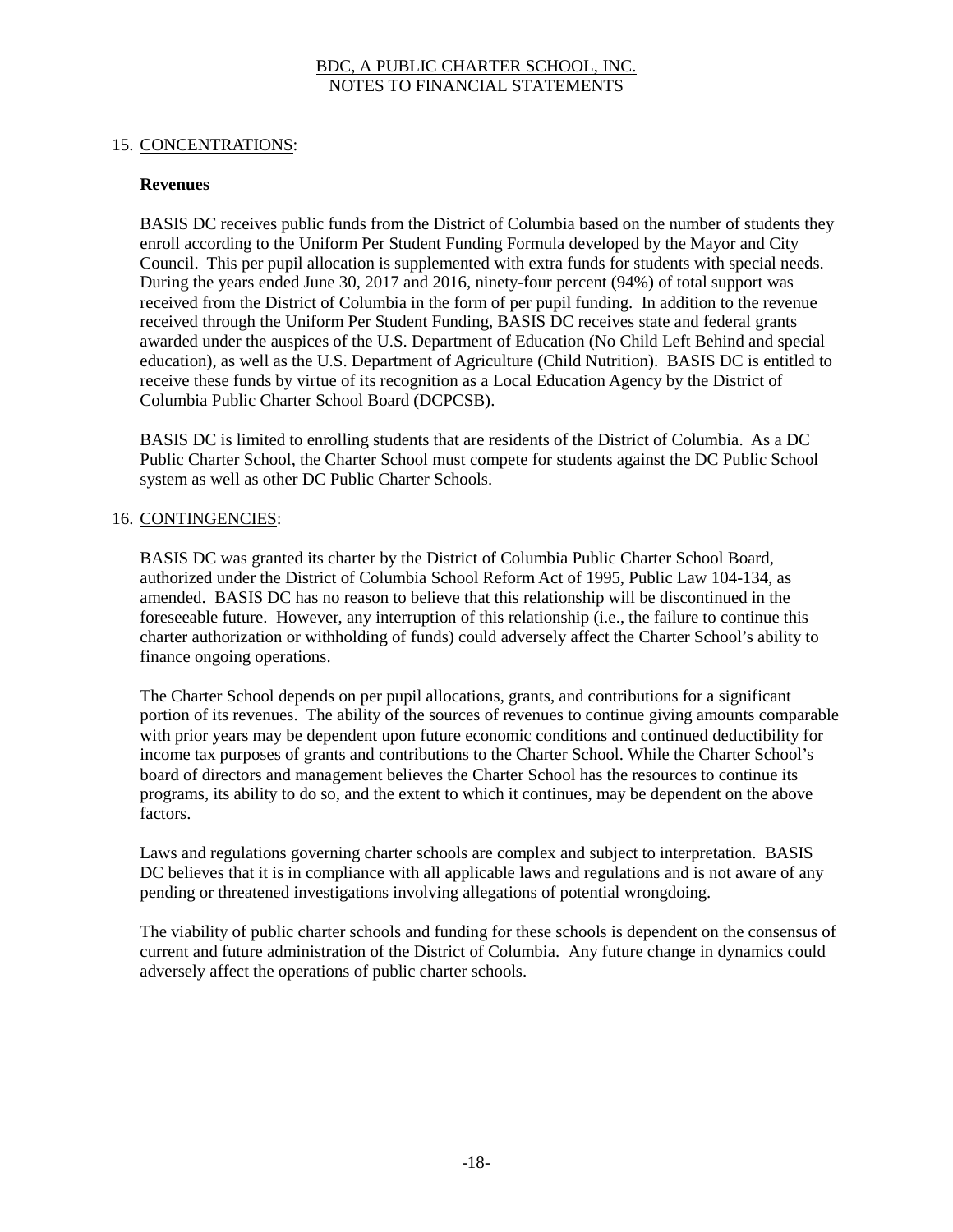## 15. CONCENTRATIONS:

### Revenues

BASIS DC receives public funds from the District of Columbia based on the number of students they enroll according to the Uniform Per Student Funding Formula developed by the Mayor and City Council. This per pupil allocation is supplemented with extra funds for students with special needs. During the years ended June 30, 2017 and 2016, ninety-four percent (94%) of total support was received from the District of Columbia in the form of per pupil funding. In addition to the revenue received through the Uniform Per Student Funding, BASIS DC receives state and federal grants awarded under the auspices of the U.S. Department of Education (No Child Left Behind and special education), as well as the U.S. Department of Agriculture (Child Nutrition). BASIS DC is entitled to receive these funds by virtue of its recognition as a Local Education Agency by the District of Columbia Public Charter School Board (DCPCSB).

BASIS DC is limited to enrolling students that are residents of the District of Columbia. As a DC Public Charter School, the Charter School must compete for students against the DC Public School system as well as other DC Public Charter Schools.

## 16. CONTINGENCIES:

BASIS DC was granted its charter by the District of Columbia Public Charter School Board, authorized under the District of Columbia School Reform Act of 1995, Public Law 104-134, as amended. BASIS DC has no reason to believe that this relationship will be discontinued in the foreseeable future. However, any interruption of this relationship (i.e., the failure to continue this charter authorization or withholding of funds) could adversely affect the Charter School's ability to finance ongoing operations.

The Charter School depends on per pupil allocations, grants, and contributions for a significant portion of its revenues. The ability of the sources of revenues to continue giving amounts comparable with prior years may be dependent upon future economic conditions and continued deductibility for income tax purposes of grants and contributions to the Charter School. While the Charter School's board of directors and management believes the Charter School has the resources to continue its programs, its ability to do so, and the extent to which it continues, may be dependent on the above factors.

Laws and regulations governing charter schools are complex and subject to interpretation. BASIS DC believes that it is in compliance with all applicable laws and regulations and is not aware of any pending or threatened investigations involving allegations of potential wrongdoing.

The viability of public charter schools and funding for these schools is dependent on the consensus of current and future administration of the District of Columbia. Any future change in dynamics could adversely affect the operations of public charter schools.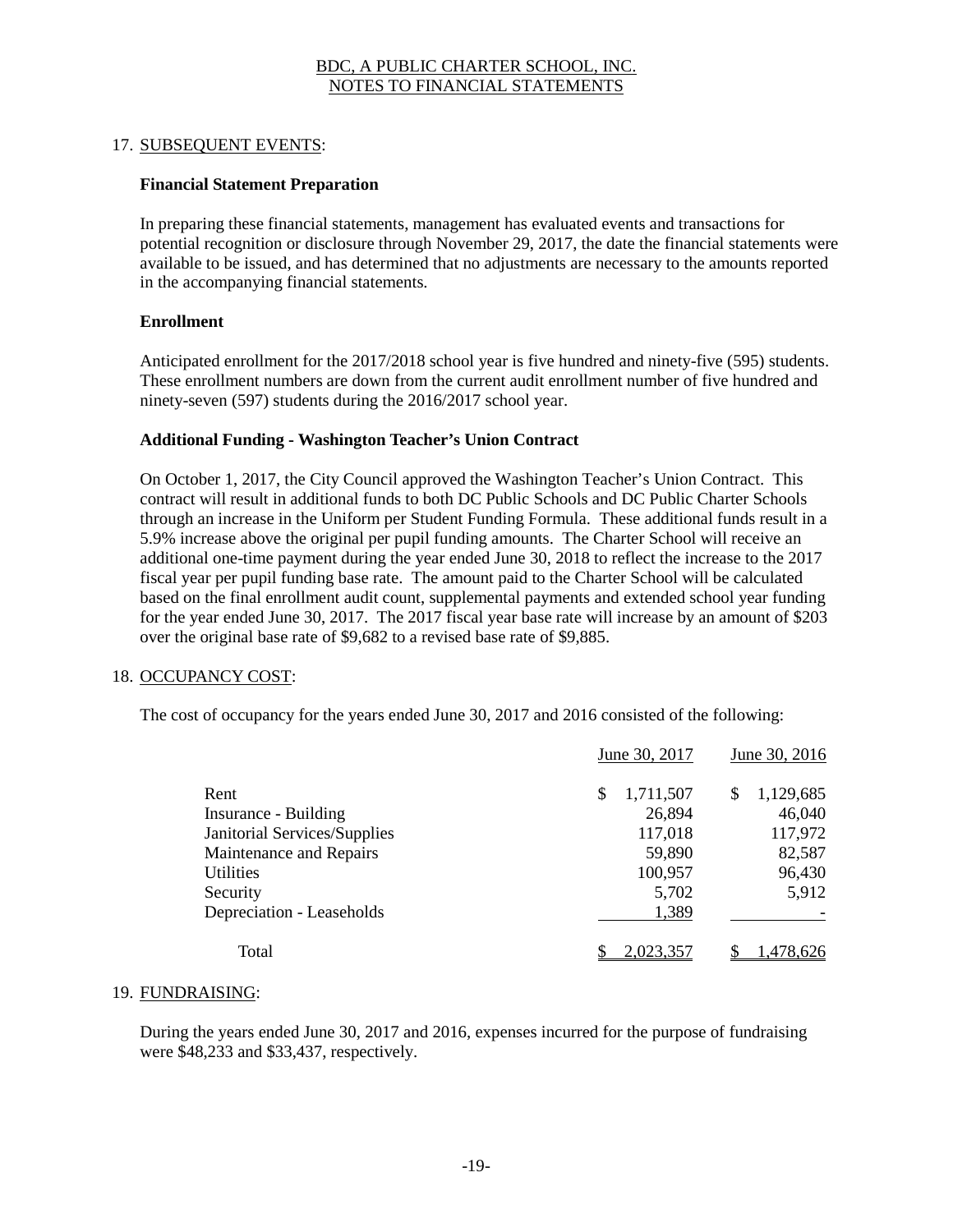# BDC, A PUBLIC CHARTER SCHOOL, INC.
## NOTES TO FINANCIAL STATEMENTS

17. SUBSEQUENT EVENTS:

**Financial Statement Preparation**

In preparing these financial statements, management has evaluated events and transactions for potential recognition or disclosure through November 29, 2017, the date the financial statements were available to be issued, and has determined that no adjustments are necessary to the amounts reported in the accompanying financial statements.

**Enrollment**

Anticipated enrollment for the 2017/2018 school year is five hundred and ninety-five (595) students. These enrollment numbers are down from the current audit enrollment number of five hundred and ninety-seven (597) students during the 2016/2017 school year.

**Additional Funding - Washington Teacher's Union Contract**

On October 1, 2017, the City Council approved the Washington Teacher's Union Contract. This contract will result in additional funds to both DC Public Schools and DC Public Charter Schools through an increase in the Uniform per Student Funding Formula. These additional funds result in a 5.9% increase above the original per pupil funding amounts. The Charter School will receive an additional one-time payment during the year ended June 30, 2018 to reflect the increase to the 2017 fiscal year per pupil funding base rate. The amount paid to the Charter School will be calculated based on the final enrollment audit count, supplemental payments and extended school year funding for the year ended June 30, 2017. The 2017 fiscal year base rate will increase by an amount of $203 over the original base rate of $9,682 to a revised base rate of $9,885.

18. OCCUPANCY COST:

The cost of occupancy for the years ended June 30, 2017 and 2016 consisted of the following:

| | June 30, 2017 | June 30, 2016 |
|---|---|---|
| Rent | $ 1,711,507 | $ 1,129,685 |
| Insurance - Building | 26,894 | 46,040 |
| Janitorial Services/Supplies | 117,018 | 117,972 |
| Maintenance and Repairs | 59,890 | 82,587 |
| Utilities | 100,957 | 96,430 |
| Security | 5,702 | 5,912 |
| Depreciation - Leaseholds | 1,389 | - |
| Total | $ 2,023,357 | $ 1,478,626 |

19. FUNDRAISING:

During the years ended June 30, 2017 and 2016, expenses incurred for the purpose of fundraising were $48,233 and $33,437, respectively.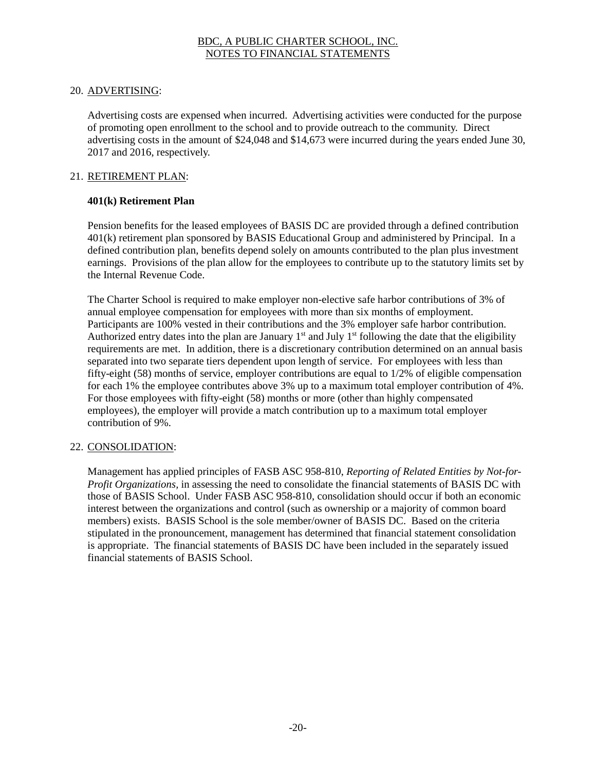## 20. ADVERTISING:

Advertising costs are expensed when incurred. Advertising activities were conducted for the purpose of promoting open enrollment to the school and to provide outreach to the community. Direct advertising costs in the amount of $24,048 and $14,673 were incurred during the years ended June 30, 2017 and 2016, respectively.

## 21. RETIREMENT PLAN:

**401(k) Retirement Plan**

Pension benefits for the leased employees of BASIS DC are provided through a defined contribution 401(k) retirement plan sponsored by BASIS Educational Group and administered by Principal. In a defined contribution plan, benefits depend solely on amounts contributed to the plan plus investment earnings. Provisions of the plan allow for the employees to contribute up to the statutory limits set by the Internal Revenue Code.

The Charter School is required to make employer non-elective safe harbor contributions of 3% of annual employee compensation for employees with more than six months of employment. Participants are 100% vested in their contributions and the 3% employer safe harbor contribution. Authorized entry dates into the plan are January 1st and July 1st following the date that the eligibility requirements are met. In addition, there is a discretionary contribution determined on an annual basis separated into two separate tiers dependent upon length of service. For employees with less than fifty-eight (58) months of service, employer contributions are equal to 1/2% of eligible compensation for each 1% the employee contributes above 3% up to a maximum total employer contribution of 4%. For those employees with fifty-eight (58) months or more (other than highly compensated employees), the employer will provide a match contribution up to a maximum total employer contribution of 9%.

## 22. CONSOLIDATION:

Management has applied principles of FASB ASC 958-810, *Reporting of Related Entities by Not-for-Profit Organizations,* in assessing the need to consolidate the financial statements of BASIS DC with those of BASIS School. Under FASB ASC 958-810, consolidation should occur if both an economic interest between the organizations and control (such as ownership or a majority of common board members) exists. BASIS School is the sole member/owner of BASIS DC. Based on the criteria stipulated in the pronouncement, management has determined that financial statement consolidation is appropriate. The financial statements of BASIS DC have been included in the separately issued financial statements of BASIS School.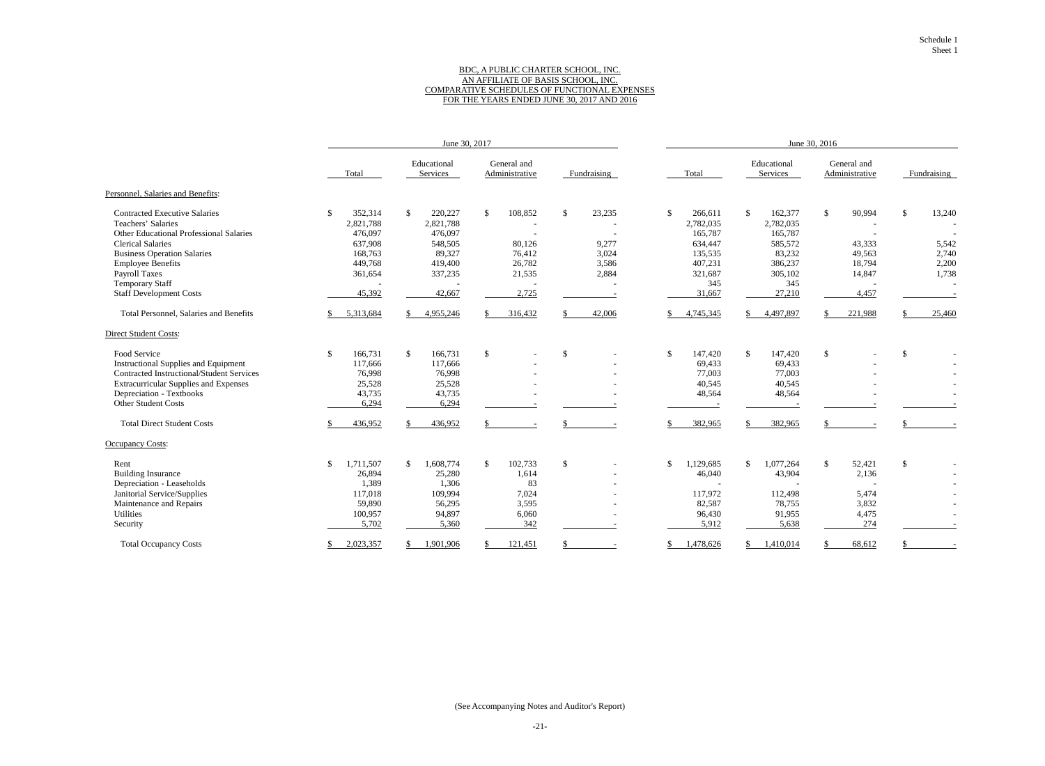Schedule 1
Sheet 1

# BDC, A PUBLIC CHARTER SCHOOL, INC.
## AN AFFILIATE OF BASIS SCHOOL, INC.
## COMPARATIVE SCHEDULES OF FUNCTIONAL EXPENSES
## FOR THE YEARS ENDED JUNE 30, 2017 AND 2016

| | June 30, 2017 | | | | June 30, 2016 | | | |
|---|---|---|---|---|---|---|---|---|
| | Total | Educational Services | General and Administrative | Fundraising | Total | Educational Services | General and Administrative | Fundraising |
| **Personnel, Salaries and Benefits:** | | | | | | | | |
| Contracted Executive Salaries | $ 352,314 | $ 220,227 | $ 108,852 | $ 23,235 | $ 266,611 | $ 162,377 | $ 90,994 | $ 13,240 |
| Teachers' Salaries | 2,821,788 | 2,821,788 | - | - | 2,782,035 | 2,782,035 | - | - |
| Other Educational Professional Salaries | 476,097 | 476,097 | - | - | 165,787 | 165,787 | - | - |
| Clerical Salaries | 637,908 | 548,505 | 80,126 | 9,277 | 634,447 | 585,572 | 43,333 | 5,542 |
| Business Operation Salaries | 168,763 | 89,327 | 76,412 | 3,024 | 135,535 | 83,232 | 49,563 | 2,740 |
| Employee Benefits | 449,768 | 419,400 | 26,782 | 3,586 | 407,231 | 386,237 | 18,794 | 2,200 |
| Payroll Taxes | 361,654 | 337,235 | 21,535 | 2,884 | 321,687 | 305,102 | 14,847 | 1,738 |
| Temporary Staff | - | - | - | - | 345 | 345 | - | - |
| Staff Development Costs | 45,392 | 42,667 | 2,725 | - | 31,667 | 27,210 | 4,457 | - |
| Total Personnel, Salaries and Benefits | $ 5,313,684 | $ 4,955,246 | $ 316,432 | $ 42,006 | $ 4,745,345 | $ 4,497,897 | $ 221,988 | $ 25,460 |
| **Direct Student Costs:** | | | | | | | | |
| Food Service | $ 166,731 | $ 166,731 | $ - | $ - | $ 147,420 | $ 147,420 | $ - | $ - |
| Instructional Supplies and Equipment | 117,666 | 117,666 | - | - | 69,433 | 69,433 | - | - |
| Contracted Instructional/Student Services | 76,998 | 76,998 | - | - | 77,003 | 77,003 | - | - |
| Extracurricular Supplies and Expenses | 25,528 | 25,528 | - | - | 40,545 | 40,545 | - | - |
| Depreciation - Textbooks | 43,735 | 43,735 | - | - | 48,564 | 48,564 | - | - |
| Other Student Costs | 6,294 | 6,294 | - | - | - | - | - | - |
| Total Direct Student Costs | $ 436,952 | $ 436,952 | $ - | $ - | $ 382,965 | $ 382,965 | $ - | $ - |
| **Occupancy Costs:** | | | | | | | | |
| Rent | $ 1,711,507 | $ 1,608,774 | $ 102,733 | $ - | $ 1,129,685 | $ 1,077,264 | $ 52,421 | $ - |
| Building Insurance | 26,894 | 25,280 | 1,614 | - | 46,040 | 43,904 | 2,136 | - |
| Depreciation - Leaseholds | 1,389 | 1,306 | 83 | - | - | - | - | - |
| Janitorial Service/Supplies | 117,018 | 109,994 | 7,024 | - | 117,972 | 112,498 | 5,474 | - |
| Maintenance and Repairs | 59,890 | 56,295 | 3,595 | - | 82,587 | 78,755 | 3,832 | - |
| Utilities | 100,957 | 94,897 | 6,060 | - | 96,430 | 91,955 | 4,475 | - |
| Security | 5,702 | 5,360 | 342 | - | 5,912 | 5,638 | 274 | - |
| Total Occupancy Costs | $ 2,023,357 | $ 1,901,906 | $ 121,451 | $ - | $ 1,478,626 | $ 1,410,014 | $ 68,612 | $ - |

(See Accompanying Notes and Auditor's Report)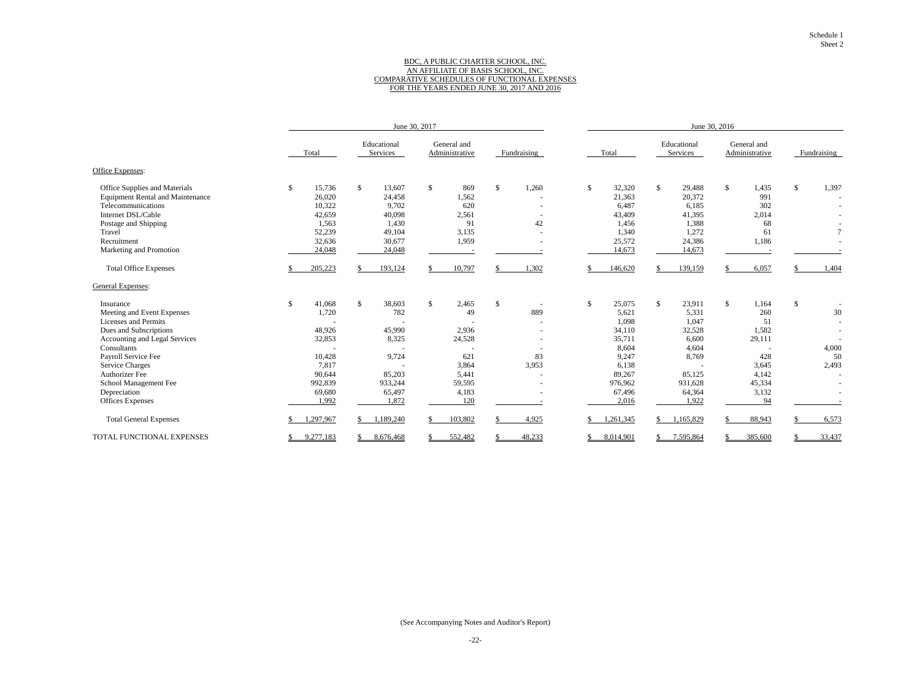Schedule 1
Sheet 2

# BDC, A PUBLIC CHARTER SCHOOL, INC.
## AN AFFILIATE OF BASIS SCHOOL, INC.
## COMPARATIVE SCHEDULES OF FUNCTIONAL EXPENSES
## FOR THE YEARS ENDED JUNE 30, 2017 AND 2016

| | June 30, 2017 | | | | June 30, 2016 | | | |
|---|---|---|---|---|---|---|---|---|
| | Total | Educational Services | General and Administrative | Fundraising | Total | Educational Services | General and Administrative | Fundraising |
| **Office Expenses:** | | | | | | | | |
| Office Supplies and Materials | $ 15,736 | $ 13,607 | $ 869 | $ 1,260 | $ 32,320 | $ 29,488 | $ 1,435 | $ 1,397 |
| Equipment Rental and Maintenance | 26,020 | 24,458 | 1,562 | - | 21,363 | 20,372 | 991 | - |
| Telecommunications | 10,322 | 9,702 | 620 | - | 6,487 | 6,185 | 302 | - |
| Internet DSL/Cable | 42,659 | 40,098 | 2,561 | - | 43,409 | 41,395 | 2,014 | - |
| Postage and Shipping | 1,563 | 1,430 | 91 | 42 | 1,456 | 1,388 | 68 | - |
| Travel | 52,239 | 49,104 | 3,135 | - | 1,340 | 1,272 | 61 | 7 |
| Recruitment | 32,636 | 30,677 | 1,959 | - | 25,572 | 24,386 | 1,186 | - |
| Marketing and Promotion | 24,048 | 24,048 | - | - | 14,673 | 14,673 | - | - |
| Total Office Expenses | $ 205,223 | $ 193,124 | $ 10,797 | $ 1,302 | $ 146,620 | $ 139,159 | $ 6,057 | $ 1,404 |
| **General Expenses:** | | | | | | | | |
| Insurance | $ 41,068 | $ 38,603 | $ 2,465 | $ - | $ 25,075 | $ 23,911 | $ 1,164 | $ - |
| Meeting and Event Expenses | 1,720 | 782 | 49 | 889 | 5,621 | 5,331 | 260 | 30 |
| Licenses and Permits | - | - | - | - | 1,098 | 1,047 | 51 | - |
| Dues and Subscriptions | 48,926 | 45,990 | 2,936 | - | 34,110 | 32,528 | 1,582 | - |
| Accounting and Legal Services | 32,853 | 8,325 | 24,528 | - | 35,711 | 6,600 | 29,111 | - |
| Consultants | - | - | - | - | 8,604 | 4,604 | - | 4,000 |
| Payroll Service Fee | 10,428 | 9,724 | 621 | 83 | 9,247 | 8,769 | 428 | 50 |
| Service Charges | 7,817 | - | 3,864 | 3,953 | 6,138 | - | 3,645 | 2,493 |
| Authorizer Fee | 90,644 | 85,203 | 5,441 | - | 89,267 | 85,125 | 4,142 | - |
| School Management Fee | 992,839 | 933,244 | 59,595 | - | 976,962 | 931,628 | 45,334 | - |
| Depreciation | 69,680 | 65,497 | 4,183 | - | 67,496 | 64,364 | 3,132 | - |
| Offices Expenses | 1,992 | 1,872 | 120 | - | 2,016 | 1,922 | 94 | - |
| Total General Expenses | $ 1,297,967 | $ 1,189,240 | $ 103,802 | $ 4,925 | $ 1,261,345 | $ 1,165,829 | $ 88,943 | $ 6,573 |
| TOTAL FUNCTIONAL EXPENSES | $ 9,277,183 | $ 8,676,468 | $ 552,482 | $ 48,233 | $ 8,014,901 | $ 7,595,864 | $ 385,600 | $ 33,437 |

(See Accompanying Notes and Auditor's Report)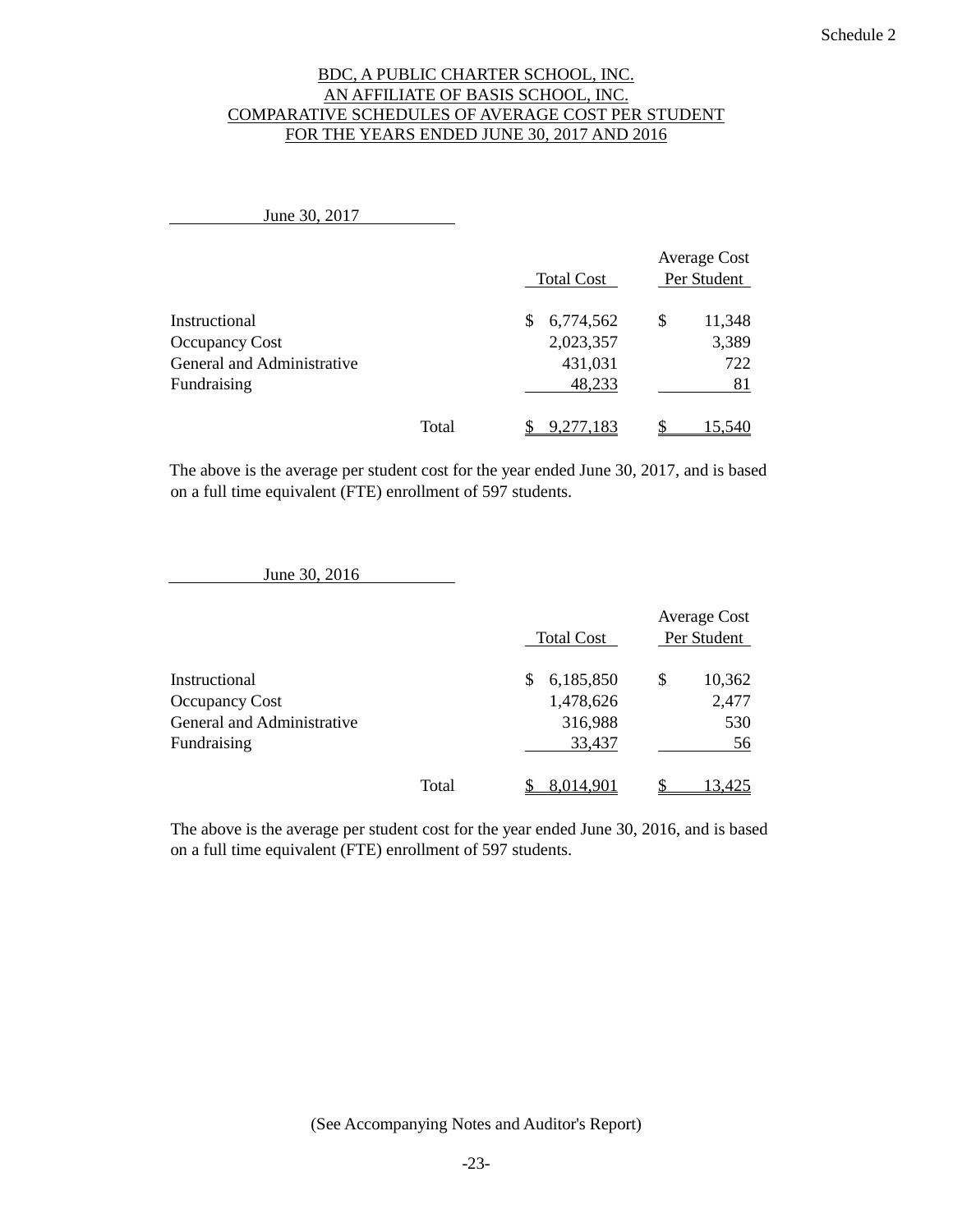Schedule 2

# BDC, A PUBLIC CHARTER SCHOOL, INC.
## AN AFFILIATE OF BASIS SCHOOL, INC.
## COMPARATIVE SCHEDULES OF AVERAGE COST PER STUDENT
## FOR THE YEARS ENDED JUNE 30, 2017 AND 2016

**June 30, 2017**

| | Total Cost | Average Cost Per Student |
|---|---|---|
| Instructional | $ 6,774,562 | $ 11,348 |
| Occupancy Cost | 2,023,357 | 3,389 |
| General and Administrative | 431,031 | 722 |
| Fundraising | 48,233 | 81 |
| Total | $ 9,277,183 | $ 15,540 |

The above is the average per student cost for the year ended June 30, 2017, and is based on a full time equivalent (FTE) enrollment of 597 students.

**June 30, 2016**

| | Total Cost | Average Cost Per Student |
|---|---|---|
| Instructional | $ 6,185,850 | $ 10,362 |
| Occupancy Cost | 1,478,626 | 2,477 |
| General and Administrative | 316,988 | 530 |
| Fundraising | 33,437 | 56 |
| Total | $ 8,014,901 | $ 13,425 |

The above is the average per student cost for the year ended June 30, 2016, and is based on a full time equivalent (FTE) enrollment of 597 students.

(See Accompanying Notes and Auditor's Report)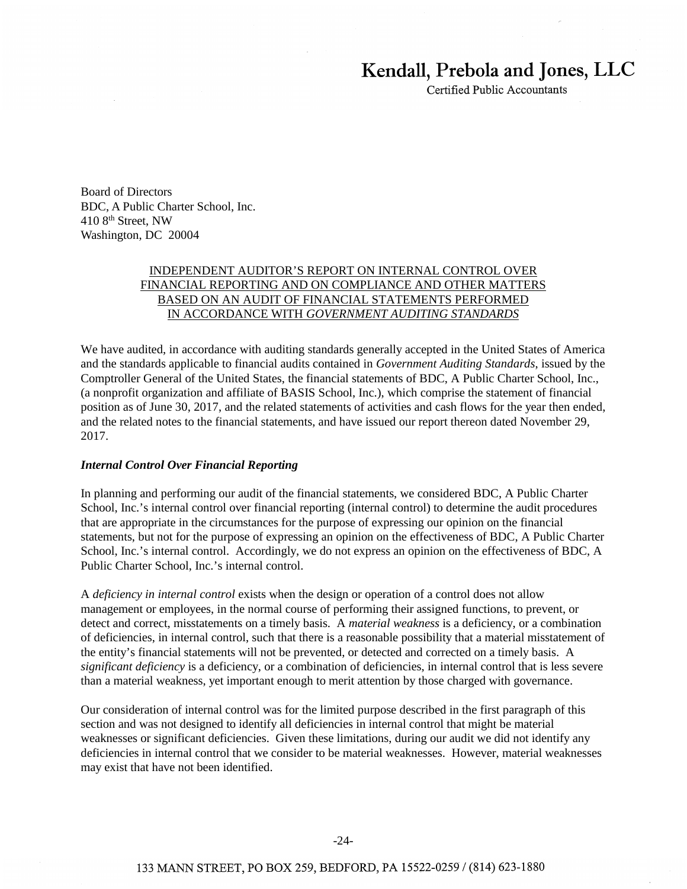Kendall, Prebola and Jones, LLC
Certified Public Accountants

Board of Directors
BDC, A Public Charter School, Inc.
410 8th Street, NW
Washington, DC 20004

INDEPENDENT AUDITOR'S REPORT ON INTERNAL CONTROL OVER FINANCIAL REPORTING AND ON COMPLIANCE AND OTHER MATTERS BASED ON AN AUDIT OF FINANCIAL STATEMENTS PERFORMED IN ACCORDANCE WITH *GOVERNMENT AUDITING STANDARDS*

We have audited, in accordance with auditing standards generally accepted in the United States of America and the standards applicable to financial audits contained in *Government Auditing Standards*, issued by the Comptroller General of the United States, the financial statements of BDC, A Public Charter School, Inc., (a nonprofit organization and affiliate of BASIS School, Inc.), which comprise the statement of financial position as of June 30, 2017, and the related statements of activities and cash flows for the year then ended, and the related notes to the financial statements, and have issued our report thereon dated November 29, 2017.

***Internal Control Over Financial Reporting***

In planning and performing our audit of the financial statements, we considered BDC, A Public Charter School, Inc.'s internal control over financial reporting (internal control) to determine the audit procedures that are appropriate in the circumstances for the purpose of expressing our opinion on the financial statements, but not for the purpose of expressing an opinion on the effectiveness of BDC, A Public Charter School, Inc.'s internal control. Accordingly, we do not express an opinion on the effectiveness of BDC, A Public Charter School, Inc.'s internal control.

A *deficiency in internal control* exists when the design or operation of a control does not allow management or employees, in the normal course of performing their assigned functions, to prevent, or detect and correct, misstatements on a timely basis. A *material weakness* is a deficiency, or a combination of deficiencies, in internal control, such that there is a reasonable possibility that a material misstatement of the entity's financial statements will not be prevented, or detected and corrected on a timely basis. A *significant deficiency* is a deficiency, or a combination of deficiencies, in internal control that is less severe than a material weakness, yet important enough to merit attention by those charged with governance.

Our consideration of internal control was for the limited purpose described in the first paragraph of this section and was not designed to identify all deficiencies in internal control that might be material weaknesses or significant deficiencies. Given these limitations, during our audit we did not identify any deficiencies in internal control that we consider to be material weaknesses. However, material weaknesses may exist that have not been identified.

133 MANN STREET, PO BOX 259, BEDFORD, PA 15522-0259 / (814) 623-1880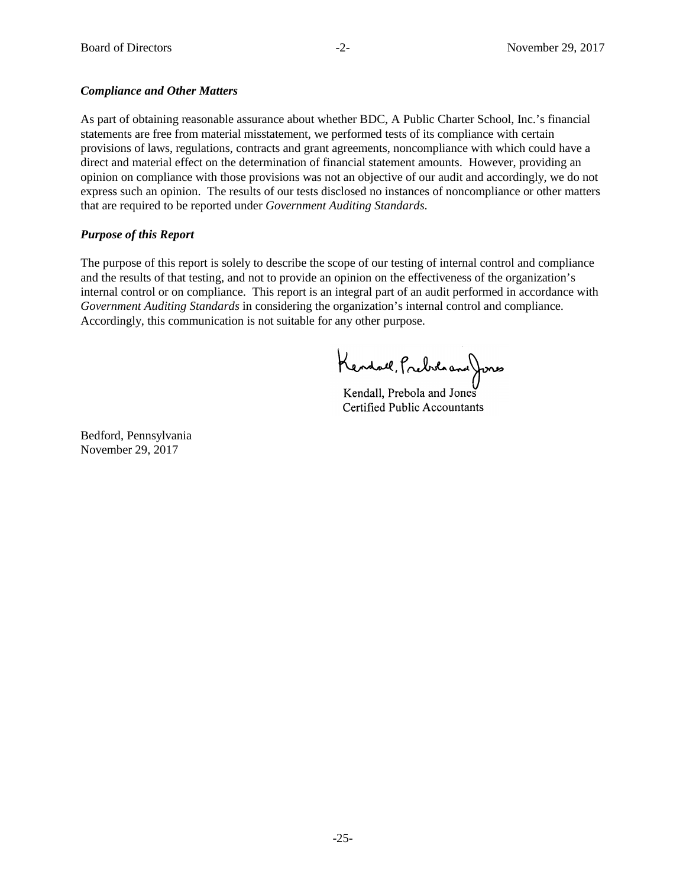***Compliance and Other Matters***

As part of obtaining reasonable assurance about whether BDC, A Public Charter School, Inc.'s financial statements are free from material misstatement, we performed tests of its compliance with certain provisions of laws, regulations, contracts and grant agreements, noncompliance with which could have a direct and material effect on the determination of financial statement amounts. However, providing an opinion on compliance with those provisions was not an objective of our audit and accordingly, we do not express such an opinion. The results of our tests disclosed no instances of noncompliance or other matters that are required to be reported under *Government Auditing Standards.*

***Purpose of this Report***

The purpose of this report is solely to describe the scope of our testing of internal control and compliance and the results of that testing, and not to provide an opinion on the effectiveness of the organization's internal control or on compliance. This report is an integral part of an audit performed in accordance with *Government Auditing Standards* in considering the organization's internal control and compliance. Accordingly, this communication is not suitable for any other purpose.

Kendall, Prebola and Jones
Certified Public Accountants

Bedford, Pennsylvania
November 29, 2017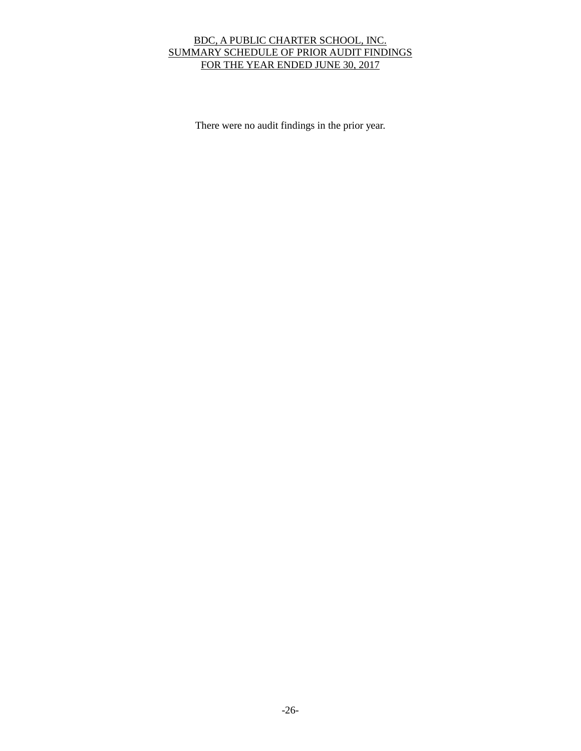# BDC, A PUBLIC CHARTER SCHOOL, INC.
## SUMMARY SCHEDULE OF PRIOR AUDIT FINDINGS
## FOR THE YEAR ENDED JUNE 30, 2017

There were no audit findings in the prior year.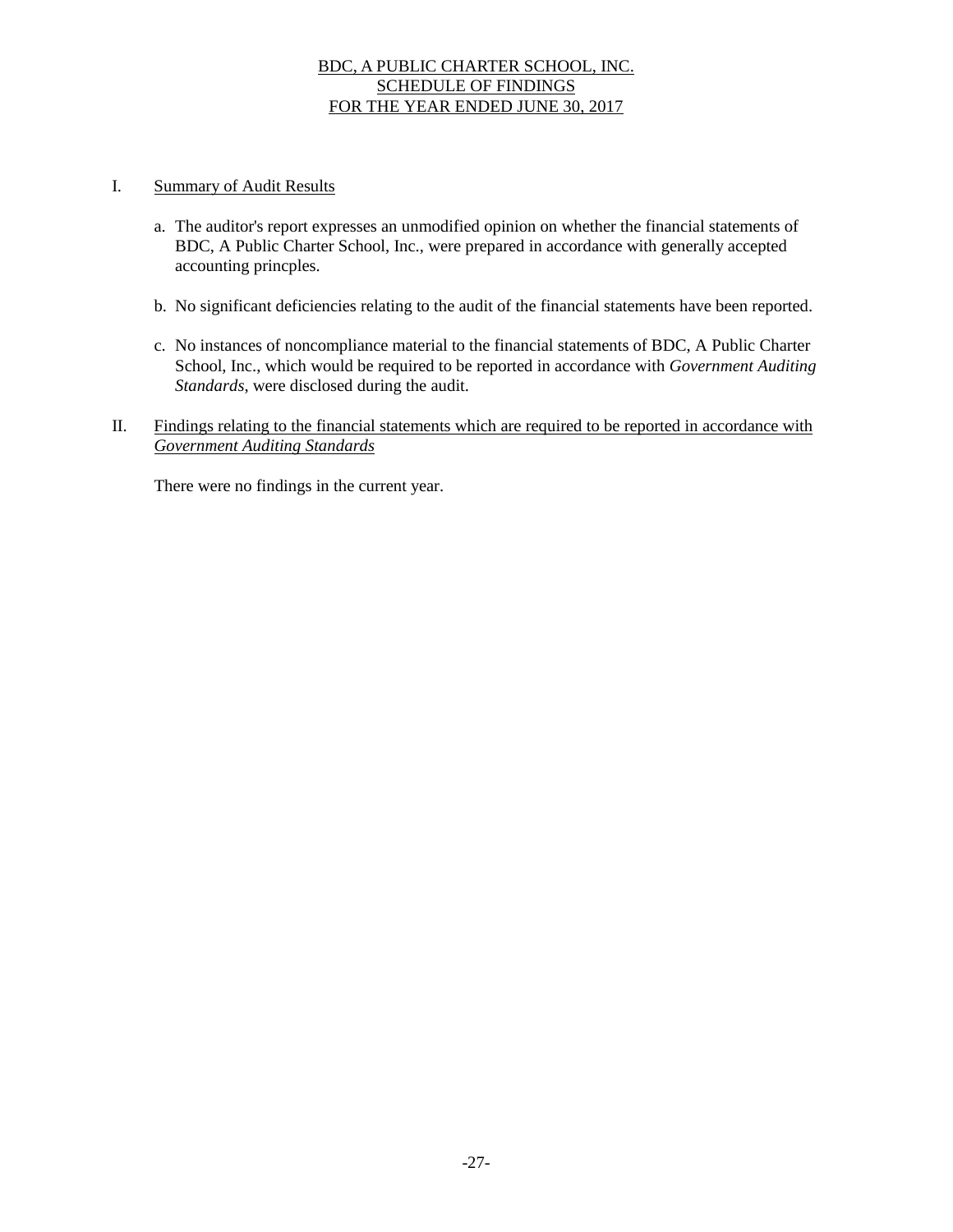# BDC, A PUBLIC CHARTER SCHOOL, INC.
## SCHEDULE OF FINDINGS
## FOR THE YEAR ENDED JUNE 30, 2017

I. Summary of Audit Results

a. The auditor's report expresses an unmodified opinion on whether the financial statements of BDC, A Public Charter School, Inc., were prepared in accordance with generally accepted accounting princples.

b. No significant deficiencies relating to the audit of the financial statements have been reported.

c. No instances of noncompliance material to the financial statements of BDC, A Public Charter School, Inc., which would be required to be reported in accordance with *Government Auditing Standards*, were disclosed during the audit.

II. Findings relating to the financial statements which are required to be reported in accordance with *Government Auditing Standards*

There were no findings in the current year.